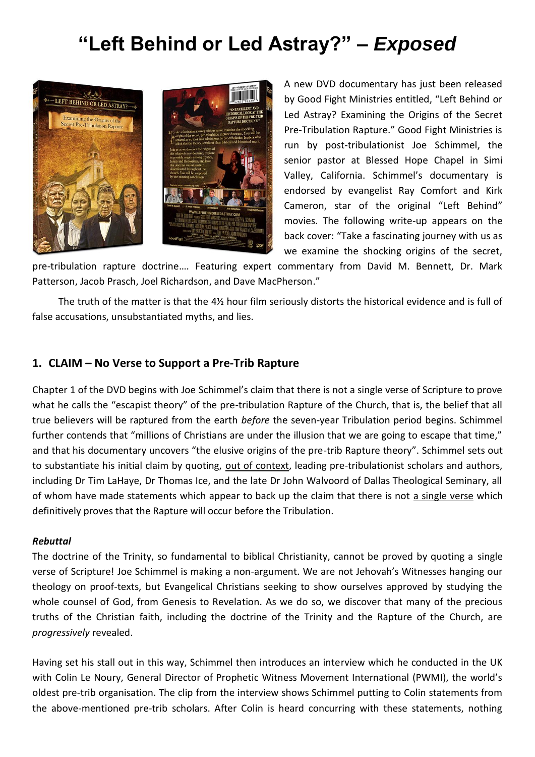# "Left Behind or Led Astray?" – *Exposed*

A new DVD documentary has just been released by Good Fight Ministries entitled, "Left Behind or Led Astray? Examining the Origins of the Secret Pre-Tribulation Rapture." Good Fight Ministries is run by post-tribulationist Joe Schimmel, the senior pastor at Blessed Hope Chapel in Simi Valley, California. Schimmel's documentary is endorsed by evangelist Ray Comfort and Kirk Cameron, star of the original "Left Behind" movies. The following write-up appears on the back cover: "Take a fascinating journey with us as we examine the shocking origins of the secret, pre-tribulation rapture doctrine…. Featuring expert commentary from David M. Bennett, Dr. Mark Patterson, Jacob Prasch, Joel Richardson, and Dave MacPherson."

The truth of the matter is that the 4½ hour film seriously distorts the historical evidence and is full of false accusations, unsubstantiated myths, and lies.

## 1. CLAIM – No Verse to Support a Pre-Trib Rapture

Chapter 1 of the DVD begins with Joe Schimmel's claim that there is not a single verse of Scripture to prove what he calls the "escapist theory" of the pre-tribulation Rapture of the Church, that is, the belief that all true believers will be raptured from the earth *before* the seven-year Tribulation period begins. Schimmel further contends that "millions of Christians are under the illusion that we are going to escape that time," and that his documentary uncovers "the elusive origins of the pre-trib Rapture theory". Schimmel sets out to substantiate his initial claim by quoting, out of context, leading pre-tribulationist scholars and authors, including Dr Tim LaHaye, Dr Thomas Ice, and the late Dr John Walvoord of Dallas Theological Seminary, all of whom have made statements which appear to back up the claim that there is not a single verse which definitively proves that the Rapture will occur before the Tribulation.

***Rebuttal***

The doctrine of the Trinity, so fundamental to biblical Christianity, cannot be proved by quoting a single verse of Scripture! Joe Schimmel is making a non-argument. We are not Jehovah's Witnesses hanging our theology on proof-texts, but Evangelical Christians seeking to show ourselves approved by studying the whole counsel of God, from Genesis to Revelation. As we do so, we discover that many of the precious truths of the Christian faith, including the doctrine of the Trinity and the Rapture of the Church, are *progressively* revealed.

Having set his stall out in this way, Schimmel then introduces an interview which he conducted in the UK with Colin Le Noury, General Director of Prophetic Witness Movement International (PWMI), the world's oldest pre-trib organisation. The clip from the interview shows Schimmel putting to Colin statements from the above-mentioned pre-trib scholars. After Colin is heard concurring with these statements, nothing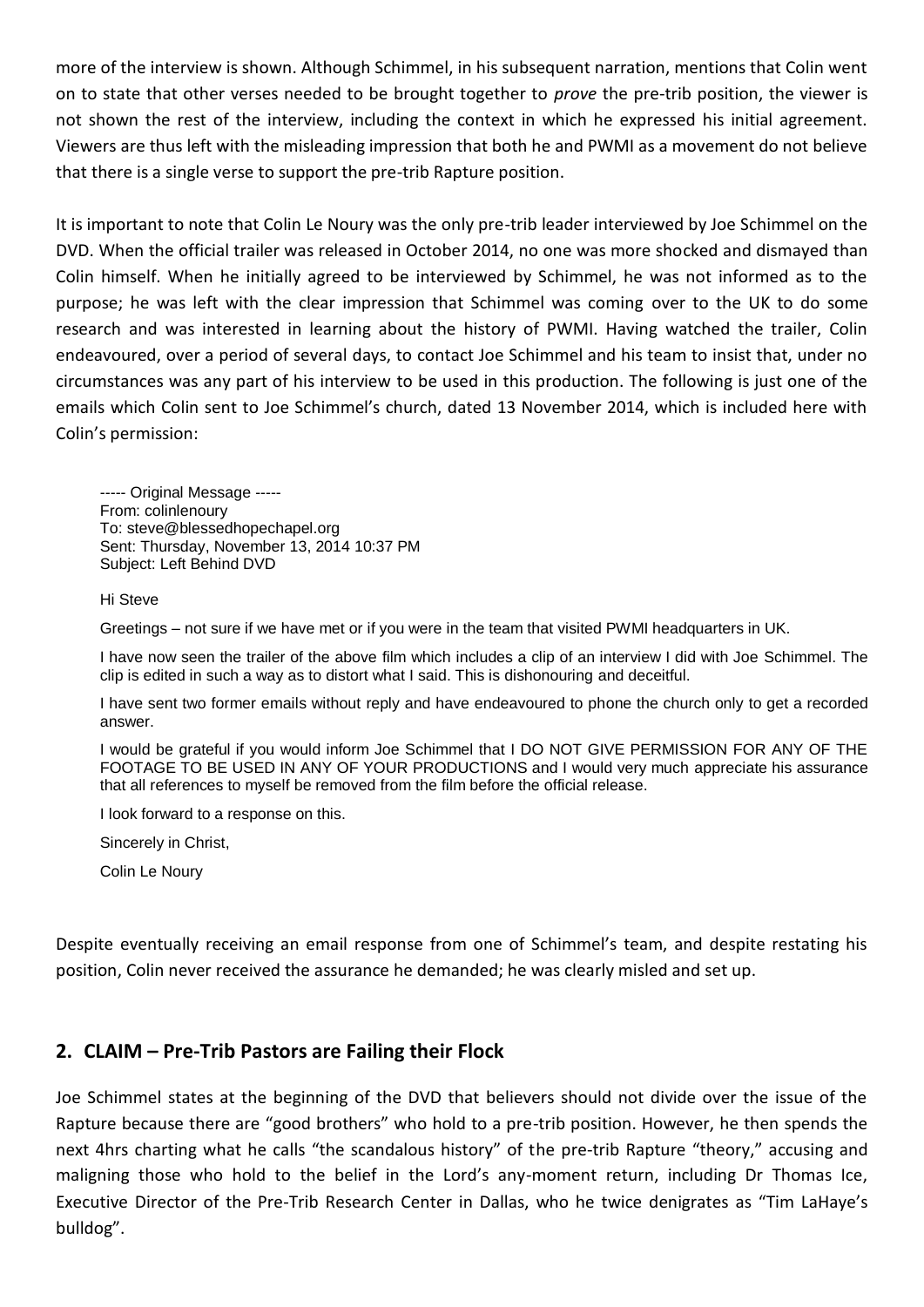more of the interview is shown. Although Schimmel, in his subsequent narration, mentions that Colin went on to state that other verses needed to be brought together to *prove* the pre-trib position, the viewer is not shown the rest of the interview, including the context in which he expressed his initial agreement. Viewers are thus left with the misleading impression that both he and PWMI as a movement do not believe that there is a single verse to support the pre-trib Rapture position.

It is important to note that Colin Le Noury was the only pre-trib leader interviewed by Joe Schimmel on the DVD. When the official trailer was released in October 2014, no one was more shocked and dismayed than Colin himself. When he initially agreed to be interviewed by Schimmel, he was not informed as to the purpose; he was left with the clear impression that Schimmel was coming over to the UK to do some research and was interested in learning about the history of PWMI. Having watched the trailer, Colin endeavoured, over a period of several days, to contact Joe Schimmel and his team to insist that, under no circumstances was any part of his interview to be used in this production. The following is just one of the emails which Colin sent to Joe Schimmel's church, dated 13 November 2014, which is included here with Colin's permission:

> ----- Original Message -----
> From: colinlenoury
> To: steve@blessedhopechapel.org
> Sent: Thursday, November 13, 2014 10:37 PM
> Subject: Left Behind DVD
>
> Hi Steve
>
> Greetings – not sure if we have met or if you were in the team that visited PWMI headquarters in UK.
>
> I have now seen the trailer of the above film which includes a clip of an interview I did with Joe Schimmel. The clip is edited in such a way as to distort what I said. This is dishonouring and deceitful.
>
> I have sent two former emails without reply and have endeavoured to phone the church only to get a recorded answer.
>
> I would be grateful if you would inform Joe Schimmel that I DO NOT GIVE PERMISSION FOR ANY OF THE FOOTAGE TO BE USED IN ANY OF YOUR PRODUCTIONS and I would very much appreciate his assurance that all references to myself be removed from the film before the official release.
>
> I look forward to a response on this.
>
> Sincerely in Christ,
>
> Colin Le Noury

Despite eventually receiving an email response from one of Schimmel's team, and despite restating his position, Colin never received the assurance he demanded; he was clearly misled and set up.

## 2. CLAIM – Pre-Trib Pastors are Failing their Flock

Joe Schimmel states at the beginning of the DVD that believers should not divide over the issue of the Rapture because there are "good brothers" who hold to a pre-trib position. However, he then spends the next 4hrs charting what he calls "the scandalous history" of the pre-trib Rapture "theory," accusing and maligning those who hold to the belief in the Lord's any-moment return, including Dr Thomas Ice, Executive Director of the Pre-Trib Research Center in Dallas, who he twice denigrates as "Tim LaHaye's bulldog".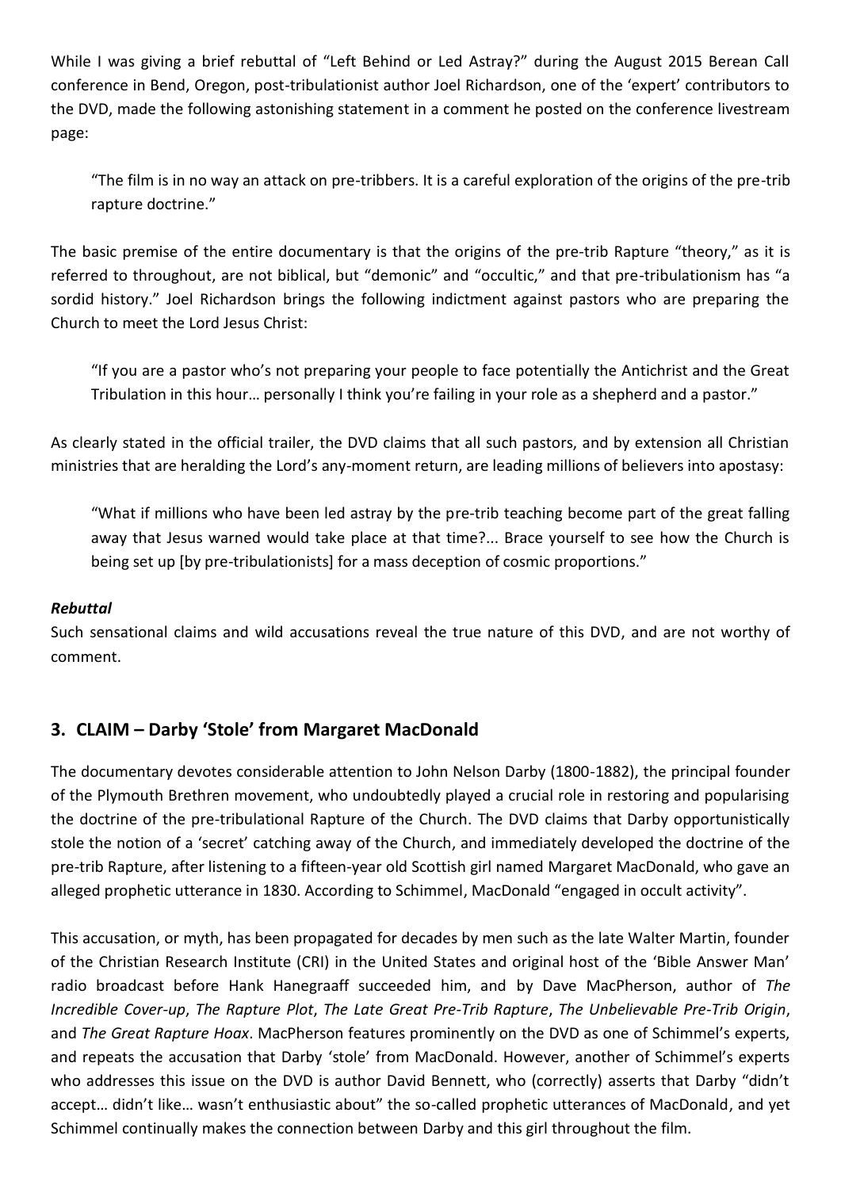While I was giving a brief rebuttal of "Left Behind or Led Astray?" during the August 2015 Berean Call conference in Bend, Oregon, post-tribulationist author Joel Richardson, one of the 'expert' contributors to the DVD, made the following astonishing statement in a comment he posted on the conference livestream page:

> "The film is in no way an attack on pre-tribbers. It is a careful exploration of the origins of the pre-trib rapture doctrine."

The basic premise of the entire documentary is that the origins of the pre-trib Rapture "theory," as it is referred to throughout, are not biblical, but "demonic" and "occultic," and that pre-tribulationism has "a sordid history." Joel Richardson brings the following indictment against pastors who are preparing the Church to meet the Lord Jesus Christ:

> "If you are a pastor who's not preparing your people to face potentially the Antichrist and the Great Tribulation in this hour… personally I think you're failing in your role as a shepherd and a pastor."

As clearly stated in the official trailer, the DVD claims that all such pastors, and by extension all Christian ministries that are heralding the Lord's any-moment return, are leading millions of believers into apostasy:

> "What if millions who have been led astray by the pre-trib teaching become part of the great falling away that Jesus warned would take place at that time?... Brace yourself to see how the Church is being set up [by pre-tribulationists] for a mass deception of cosmic proportions."

***Rebuttal***

Such sensational claims and wild accusations reveal the true nature of this DVD, and are not worthy of comment.

## 3. CLAIM – Darby 'Stole' from Margaret MacDonald

The documentary devotes considerable attention to John Nelson Darby (1800-1882), the principal founder of the Plymouth Brethren movement, who undoubtedly played a crucial role in restoring and popularising the doctrine of the pre-tribulational Rapture of the Church. The DVD claims that Darby opportunistically stole the notion of a 'secret' catching away of the Church, and immediately developed the doctrine of the pre-trib Rapture, after listening to a fifteen-year old Scottish girl named Margaret MacDonald, who gave an alleged prophetic utterance in 1830. According to Schimmel, MacDonald "engaged in occult activity".

This accusation, or myth, has been propagated for decades by men such as the late Walter Martin, founder of the Christian Research Institute (CRI) in the United States and original host of the 'Bible Answer Man' radio broadcast before Hank Hanegraaff succeeded him, and by Dave MacPherson, author of *The Incredible Cover-up*, *The Rapture Plot*, *The Late Great Pre-Trib Rapture*, *The Unbelievable Pre-Trib Origin*, and *The Great Rapture Hoax*. MacPherson features prominently on the DVD as one of Schimmel's experts, and repeats the accusation that Darby 'stole' from MacDonald. However, another of Schimmel's experts who addresses this issue on the DVD is author David Bennett, who (correctly) asserts that Darby "didn't accept… didn't like… wasn't enthusiastic about" the so-called prophetic utterances of MacDonald, and yet Schimmel continually makes the connection between Darby and this girl throughout the film.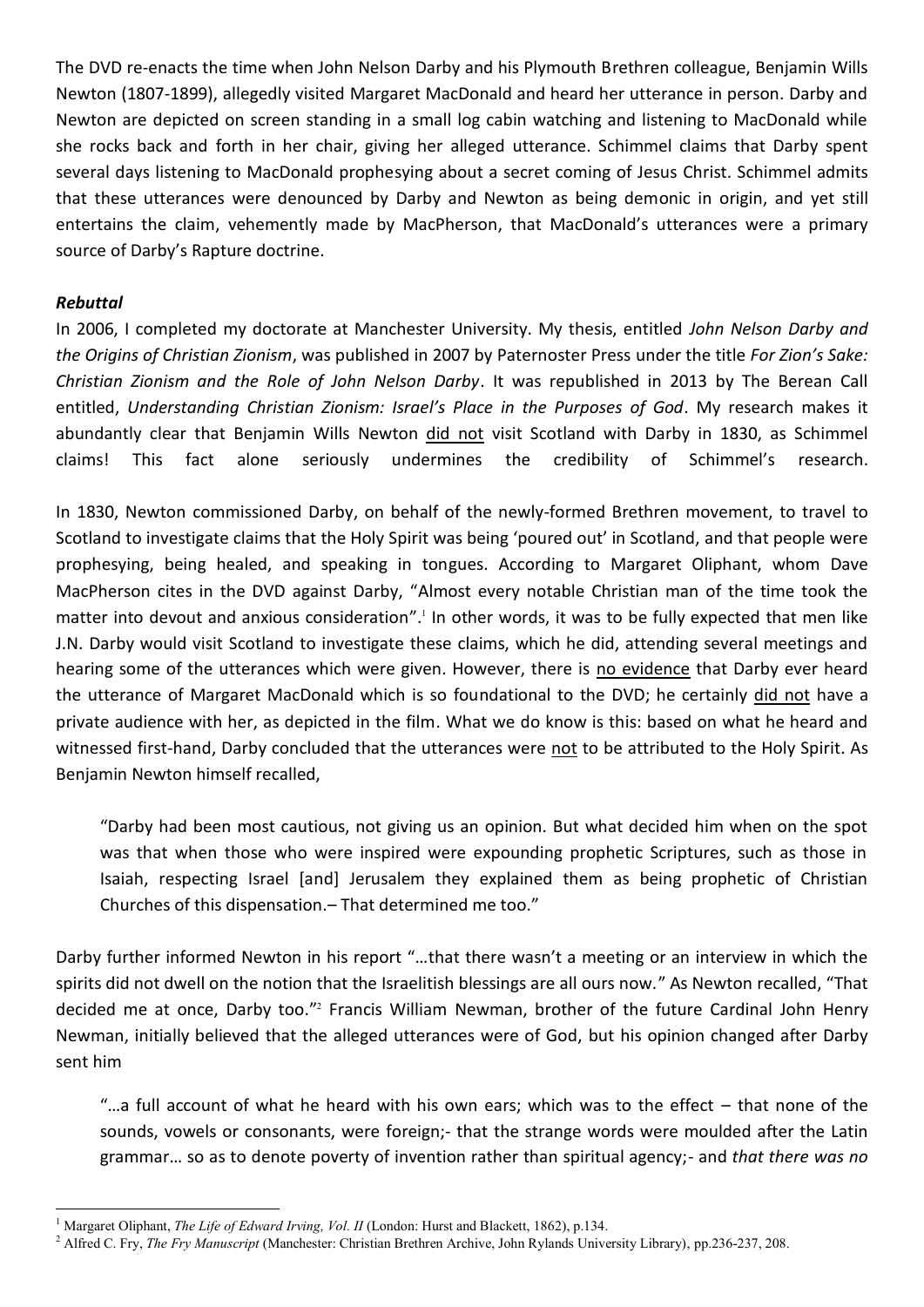The DVD re-enacts the time when John Nelson Darby and his Plymouth Brethren colleague, Benjamin Wills Newton (1807-1899), allegedly visited Margaret MacDonald and heard her utterance in person. Darby and Newton are depicted on screen standing in a small log cabin watching and listening to MacDonald while she rocks back and forth in her chair, giving her alleged utterance. Schimmel claims that Darby spent several days listening to MacDonald prophesying about a secret coming of Jesus Christ. Schimmel admits that these utterances were denounced by Darby and Newton as being demonic in origin, and yet still entertains the claim, vehemently made by MacPherson, that MacDonald's utterances were a primary source of Darby's Rapture doctrine.

### *Rebuttal*

In 2006, I completed my doctorate at Manchester University. My thesis, entitled *John Nelson Darby and the Origins of Christian Zionism*, was published in 2007 by Paternoster Press under the title *For Zion's Sake: Christian Zionism and the Role of John Nelson Darby*. It was republished in 2013 by The Berean Call entitled, *Understanding Christian Zionism: Israel's Place in the Purposes of God*. My research makes it abundantly clear that Benjamin Wills Newton <u>did not</u> visit Scotland with Darby in 1830, as Schimmel claims! This fact alone seriously undermines the credibility of Schimmel's research.

In 1830, Newton commissioned Darby, on behalf of the newly-formed Brethren movement, to travel to Scotland to investigate claims that the Holy Spirit was being 'poured out' in Scotland, and that people were prophesying, being healed, and speaking in tongues. According to Margaret Oliphant, whom Dave MacPherson cites in the DVD against Darby, "Almost every notable Christian man of the time took the matter into devout and anxious consideration".[1] In other words, it was to be fully expected that men like J.N. Darby would visit Scotland to investigate these claims, which he did, attending several meetings and hearing some of the utterances which were given. However, there is <u>no evidence</u> that Darby ever heard the utterance of Margaret MacDonald which is so foundational to the DVD; he certainly <u>did not</u> have a private audience with her, as depicted in the film. What we do know is this: based on what he heard and witnessed first-hand, Darby concluded that the utterances were <u>not</u> to be attributed to the Holy Spirit. As Benjamin Newton himself recalled,

> "Darby had been most cautious, not giving us an opinion. But what decided him when on the spot was that when those who were inspired were expounding prophetic Scriptures, such as those in Isaiah, respecting Israel [and] Jerusalem they explained them as being prophetic of Christian Churches of this dispensation.– That determined me too."

Darby further informed Newton in his report "…that there wasn't a meeting or an interview in which the spirits did not dwell on the notion that the Israelitish blessings are all ours now." As Newton recalled, "That decided me at once, Darby too."[2] Francis William Newman, brother of the future Cardinal John Henry Newman, initially believed that the alleged utterances were of God, but his opinion changed after Darby sent him

> "…a full account of what he heard with his own ears; which was to the effect – that none of the sounds, vowels or consonants, were foreign;- that the strange words were moulded after the Latin grammar… so as to denote poverty of invention rather than spiritual agency;- and *that there was no*

[1] Margaret Oliphant, *The Life of Edward Irving, Vol. II* (London: Hurst and Blackett, 1862), p.134.

[2] Alfred C. Fry, *The Fry Manuscript* (Manchester: Christian Brethren Archive, John Rylands University Library), pp.236-237, 208.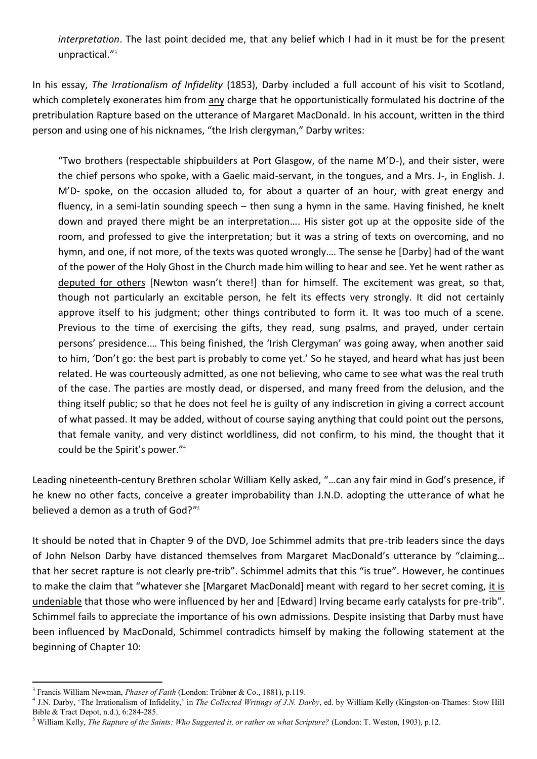*interpretation*. The last point decided me, that any belief which I had in it must be for the present unpractical."[3]

In his essay, *The Irrationalism of Infidelity* (1853), Darby included a full account of his visit to Scotland, which completely exonerates him from <u>any</u> charge that he opportunistically formulated his doctrine of the pretribulation Rapture based on the utterance of Margaret MacDonald. In his account, written in the third person and using one of his nicknames, "the Irish clergyman," Darby writes:

> "Two brothers (respectable shipbuilders at Port Glasgow, of the name M'D-), and their sister, were the chief persons who spoke, with a Gaelic maid-servant, in the tongues, and a Mrs. J-, in English. J. M'D- spoke, on the occasion alluded to, for about a quarter of an hour, with great energy and fluency, in a semi-latin sounding speech – then sung a hymn in the same. Having finished, he knelt down and prayed there might be an interpretation…. His sister got up at the opposite side of the room, and professed to give the interpretation; but it was a string of texts on overcoming, and no hymn, and one, if not more, of the texts was quoted wrongly…. The sense he [Darby] had of the want of the power of the Holy Ghost in the Church made him willing to hear and see. Yet he went rather as <u>deputed for others</u> [Newton wasn't there!] than for himself. The excitement was great, so that, though not particularly an excitable person, he felt its effects very strongly. It did not certainly approve itself to his judgment; other things contributed to form it. It was too much of a scene. Previous to the time of exercising the gifts, they read, sung psalms, and prayed, under certain persons' presidence…. This being finished, the 'Irish Clergyman' was going away, when another said to him, 'Don't go: the best part is probably to come yet.' So he stayed, and heard what has just been related. He was courteously admitted, as one not believing, who came to see what was the real truth of the case. The parties are mostly dead, or dispersed, and many freed from the delusion, and the thing itself public; so that he does not feel he is guilty of any indiscretion in giving a correct account of what passed. It may be added, without of course saying anything that could point out the persons, that female vanity, and very distinct worldliness, did not confirm, to his mind, the thought that it could be the Spirit's power."[4]

Leading nineteenth-century Brethren scholar William Kelly asked, "…can any fair mind in God's presence, if he knew no other facts, conceive a greater improbability than J.N.D. adopting the utterance of what he believed a demon as a truth of God?"[5]

It should be noted that in Chapter 9 of the DVD, Joe Schimmel admits that pre-trib leaders since the days of John Nelson Darby have distanced themselves from Margaret MacDonald's utterance by "claiming… that her secret rapture is not clearly pre-trib". Schimmel admits that this "is true". However, he continues to make the claim that "whatever she [Margaret MacDonald] meant with regard to her secret coming, <u>it is undeniable</u> that those who were influenced by her and [Edward] Irving became early catalysts for pre-trib". Schimmel fails to appreciate the importance of his own admissions. Despite insisting that Darby must have been influenced by MacDonald, Schimmel contradicts himself by making the following statement at the beginning of Chapter 10:

---

[3] Francis William Newman, *Phases of Faith* (London: Trübner & Co., 1881), p.119.

[4] J.N. Darby, 'The Irrationalism of Infidelity,' in *The Collected Writings of J.N. Darby*, ed. by William Kelly (Kingston-on-Thames: Stow Hill Bible & Tract Depot, n.d.), 6:284-285.

[5] William Kelly, *The Rapture of the Saints: Who Suggested it, or rather on what Scripture?* (London: T. Weston, 1903), p.12.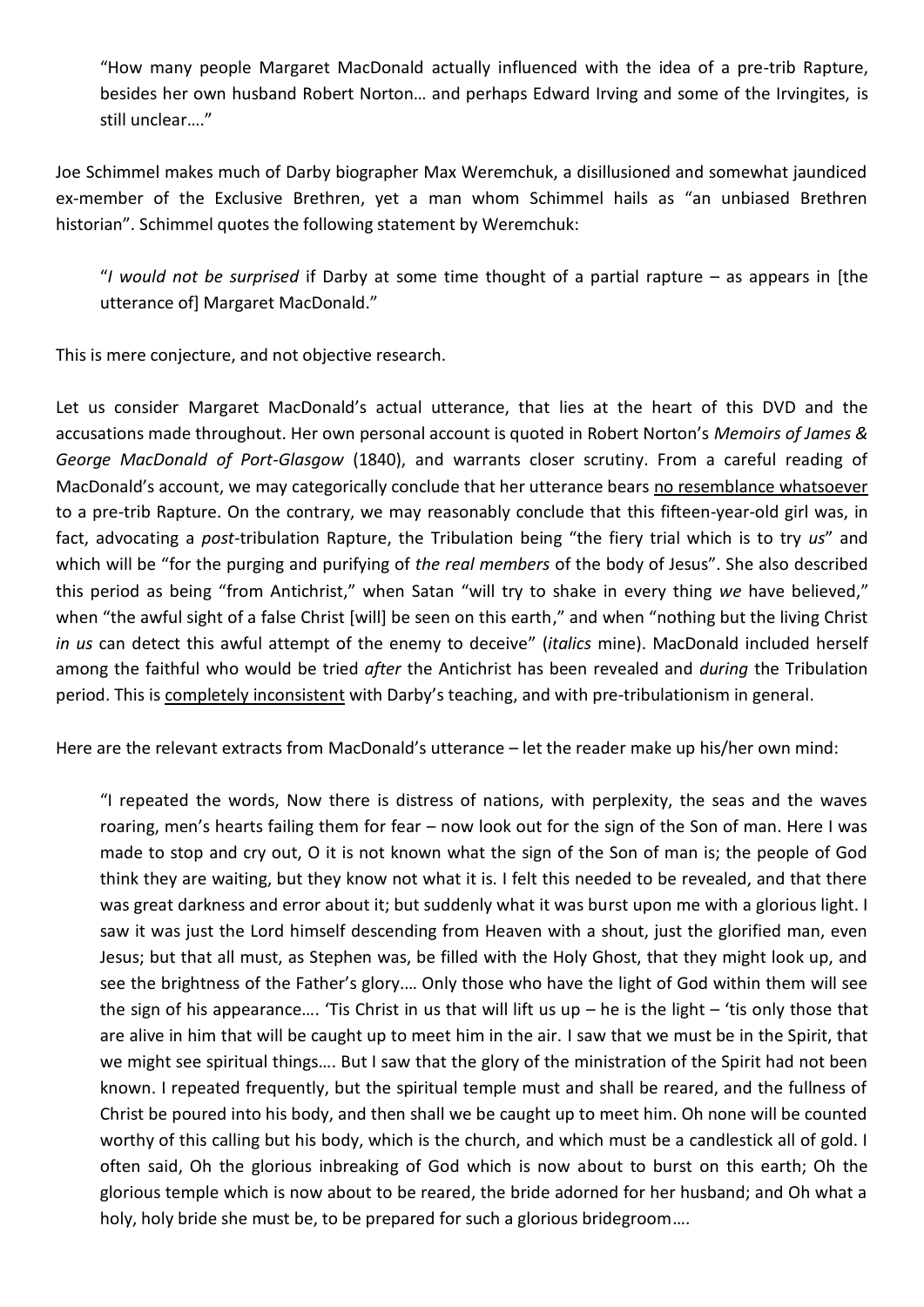> "How many people Margaret MacDonald actually influenced with the idea of a pre-trib Rapture, besides her own husband Robert Norton… and perhaps Edward Irving and some of the Irvingites, is still unclear…."

Joe Schimmel makes much of Darby biographer Max Weremchuk, a disillusioned and somewhat jaundiced ex-member of the Exclusive Brethren, yet a man whom Schimmel hails as "an unbiased Brethren historian". Schimmel quotes the following statement by Weremchuk:

> "*I would not be surprised* if Darby at some time thought of a partial rapture – as appears in [the utterance of] Margaret MacDonald."

This is mere conjecture, and not objective research.

Let us consider Margaret MacDonald's actual utterance, that lies at the heart of this DVD and the accusations made throughout. Her own personal account is quoted in Robert Norton's *Memoirs of James & George MacDonald of Port-Glasgow* (1840), and warrants closer scrutiny. From a careful reading of MacDonald's account, we may categorically conclude that her utterance bears <u>no resemblance whatsoever</u> to a pre-trib Rapture. On the contrary, we may reasonably conclude that this fifteen-year-old girl was, in fact, advocating a *post*-tribulation Rapture, the Tribulation being "the fiery trial which is to try *us*" and which will be "for the purging and purifying of *the real members* of the body of Jesus". She also described this period as being "from Antichrist," when Satan "will try to shake in every thing *we* have believed," when "the awful sight of a false Christ [will] be seen on this earth," and when "nothing but the living Christ *in us* can detect this awful attempt of the enemy to deceive" (*italics* mine). MacDonald included herself among the faithful who would be tried *after* the Antichrist has been revealed and *during* the Tribulation period. This is <u>completely inconsistent</u> with Darby's teaching, and with pre-tribulationism in general.

Here are the relevant extracts from MacDonald's utterance – let the reader make up his/her own mind:

> "I repeated the words, Now there is distress of nations, with perplexity, the seas and the waves roaring, men's hearts failing them for fear – now look out for the sign of the Son of man. Here I was made to stop and cry out, O it is not known what the sign of the Son of man is; the people of God think they are waiting, but they know not what it is. I felt this needed to be revealed, and that there was great darkness and error about it; but suddenly what it was burst upon me with a glorious light. I saw it was just the Lord himself descending from Heaven with a shout, just the glorified man, even Jesus; but that all must, as Stephen was, be filled with the Holy Ghost, that they might look up, and see the brightness of the Father's glory…. Only those who have the light of God within them will see the sign of his appearance…. 'Tis Christ in us that will lift us up – he is the light – 'tis only those that are alive in him that will be caught up to meet him in the air. I saw that we must be in the Spirit, that we might see spiritual things…. But I saw that the glory of the ministration of the Spirit had not been known. I repeated frequently, but the spiritual temple must and shall be reared, and the fullness of Christ be poured into his body, and then shall we be caught up to meet him. Oh none will be counted worthy of this calling but his body, which is the church, and which must be a candlestick all of gold. I often said, Oh the glorious inbreaking of God which is now about to burst on this earth; Oh the glorious temple which is now about to be reared, the bride adorned for her husband; and Oh what a holy, holy bride she must be, to be prepared for such a glorious bridegroom….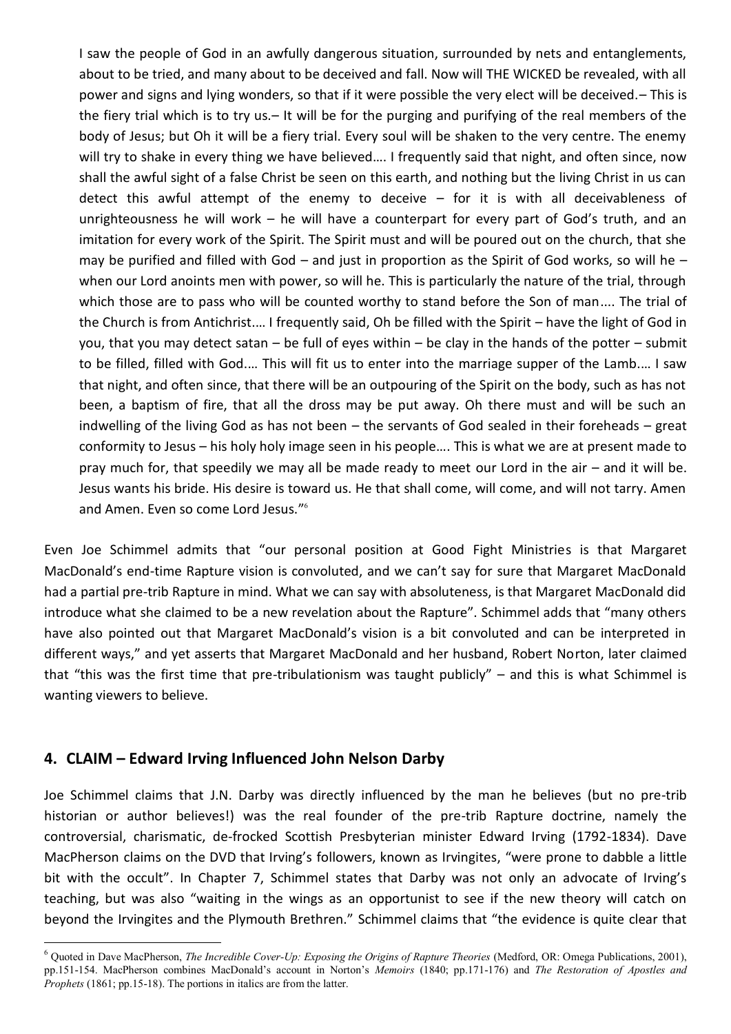I saw the people of God in an awfully dangerous situation, surrounded by nets and entanglements, about to be tried, and many about to be deceived and fall. Now will THE WICKED be revealed, with all power and signs and lying wonders, so that if it were possible the very elect will be deceived.– This is the fiery trial which is to try us.– It will be for the purging and purifying of the real members of the body of Jesus; but Oh it will be a fiery trial. Every soul will be shaken to the very centre. The enemy will try to shake in every thing we have believed…. I frequently said that night, and often since, now shall the awful sight of a false Christ be seen on this earth, and nothing but the living Christ in us can detect this awful attempt of the enemy to deceive – for it is with all deceivableness of unrighteousness he will work – he will have a counterpart for every part of God's truth, and an imitation for every work of the Spirit. The Spirit must and will be poured out on the church, that she may be purified and filled with God – and just in proportion as the Spirit of God works, so will he – when our Lord anoints men with power, so will he. This is particularly the nature of the trial, through which those are to pass who will be counted worthy to stand before the Son of man.... The trial of the Church is from Antichrist.… I frequently said, Oh be filled with the Spirit – have the light of God in you, that you may detect satan – be full of eyes within – be clay in the hands of the potter – submit to be filled, filled with God.… This will fit us to enter into the marriage supper of the Lamb.… I saw that night, and often since, that there will be an outpouring of the Spirit on the body, such as has not been, a baptism of fire, that all the dross may be put away. Oh there must and will be such an indwelling of the living God as has not been – the servants of God sealed in their foreheads – great conformity to Jesus – his holy holy image seen in his people…. This is what we are at present made to pray much for, that speedily we may all be made ready to meet our Lord in the air – and it will be. Jesus wants his bride. His desire is toward us. He that shall come, will come, and will not tarry. Amen and Amen. Even so come Lord Jesus."[6]

Even Joe Schimmel admits that "our personal position at Good Fight Ministries is that Margaret MacDonald's end-time Rapture vision is convoluted, and we can't say for sure that Margaret MacDonald had a partial pre-trib Rapture in mind. What we can say with absoluteness, is that Margaret MacDonald did introduce what she claimed to be a new revelation about the Rapture". Schimmel adds that "many others have also pointed out that Margaret MacDonald's vision is a bit convoluted and can be interpreted in different ways," and yet asserts that Margaret MacDonald and her husband, Robert Norton, later claimed that "this was the first time that pre-tribulationism was taught publicly" – and this is what Schimmel is wanting viewers to believe.

## 4. CLAIM – Edward Irving Influenced John Nelson Darby

Joe Schimmel claims that J.N. Darby was directly influenced by the man he believes (but no pre-trib historian or author believes!) was the real founder of the pre-trib Rapture doctrine, namely the controversial, charismatic, de-frocked Scottish Presbyterian minister Edward Irving (1792-1834). Dave MacPherson claims on the DVD that Irving's followers, known as Irvingites, "were prone to dabble a little bit with the occult". In Chapter 7, Schimmel states that Darby was not only an advocate of Irving's teaching, but was also "waiting in the wings as an opportunist to see if the new theory will catch on beyond the Irvingites and the Plymouth Brethren." Schimmel claims that "the evidence is quite clear that

---

[6] Quoted in Dave MacPherson, *The Incredible Cover-Up: Exposing the Origins of Rapture Theories* (Medford, OR: Omega Publications, 2001), pp.151-154. MacPherson combines MacDonald's account in Norton's *Memoirs* (1840; pp.171-176) and *The Restoration of Apostles and Prophets* (1861; pp.15-18). The portions in italics are from the latter.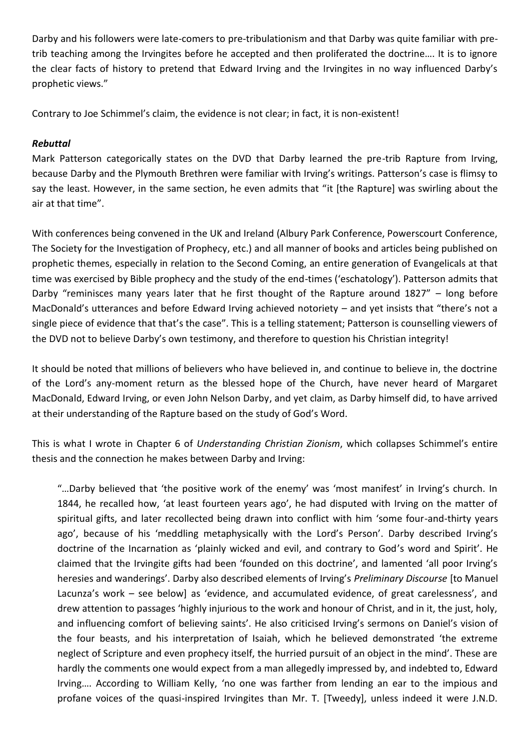Darby and his followers were late-comers to pre-tribulationism and that Darby was quite familiar with pre-trib teaching among the Irvingites before he accepted and then proliferated the doctrine…. It is to ignore the clear facts of history to pretend that Edward Irving and the Irvingites in no way influenced Darby's prophetic views."

Contrary to Joe Schimmel's claim, the evidence is not clear; in fact, it is non-existent!

***Rebuttal***

Mark Patterson categorically states on the DVD that Darby learned the pre-trib Rapture from Irving, because Darby and the Plymouth Brethren were familiar with Irving's writings. Patterson's case is flimsy to say the least. However, in the same section, he even admits that "it [the Rapture] was swirling about the air at that time".

With conferences being convened in the UK and Ireland (Albury Park Conference, Powerscourt Conference, The Society for the Investigation of Prophecy, etc.) and all manner of books and articles being published on prophetic themes, especially in relation to the Second Coming, an entire generation of Evangelicals at that time was exercised by Bible prophecy and the study of the end-times ('eschatology'). Patterson admits that Darby "reminisces many years later that he first thought of the Rapture around 1827" – long before MacDonald's utterances and before Edward Irving achieved notoriety – and yet insists that "there's not a single piece of evidence that that's the case". This is a telling statement; Patterson is counselling viewers of the DVD not to believe Darby's own testimony, and therefore to question his Christian integrity!

It should be noted that millions of believers who have believed in, and continue to believe in, the doctrine of the Lord's any-moment return as the blessed hope of the Church, have never heard of Margaret MacDonald, Edward Irving, or even John Nelson Darby, and yet claim, as Darby himself did, to have arrived at their understanding of the Rapture based on the study of God's Word.

This is what I wrote in Chapter 6 of *Understanding Christian Zionism*, which collapses Schimmel's entire thesis and the connection he makes between Darby and Irving:

> "…Darby believed that 'the positive work of the enemy' was 'most manifest' in Irving's church. In 1844, he recalled how, 'at least fourteen years ago', he had disputed with Irving on the matter of spiritual gifts, and later recollected being drawn into conflict with him 'some four-and-thirty years ago', because of his 'meddling metaphysically with the Lord's Person'. Darby described Irving's doctrine of the Incarnation as 'plainly wicked and evil, and contrary to God's word and Spirit'. He claimed that the Irvingite gifts had been 'founded on this doctrine', and lamented 'all poor Irving's heresies and wanderings'. Darby also described elements of Irving's *Preliminary Discourse* [to Manuel Lacunza's work – see below] as 'evidence, and accumulated evidence, of great carelessness', and drew attention to passages 'highly injurious to the work and honour of Christ, and in it, the just, holy, and influencing comfort of believing saints'. He also criticised Irving's sermons on Daniel's vision of the four beasts, and his interpretation of Isaiah, which he believed demonstrated 'the extreme neglect of Scripture and even prophecy itself, the hurried pursuit of an object in the mind'. These are hardly the comments one would expect from a man allegedly impressed by, and indebted to, Edward Irving…. According to William Kelly, 'no one was farther from lending an ear to the impious and profane voices of the quasi-inspired Irvingites than Mr. T. [Tweedy], unless indeed it were J.N.D.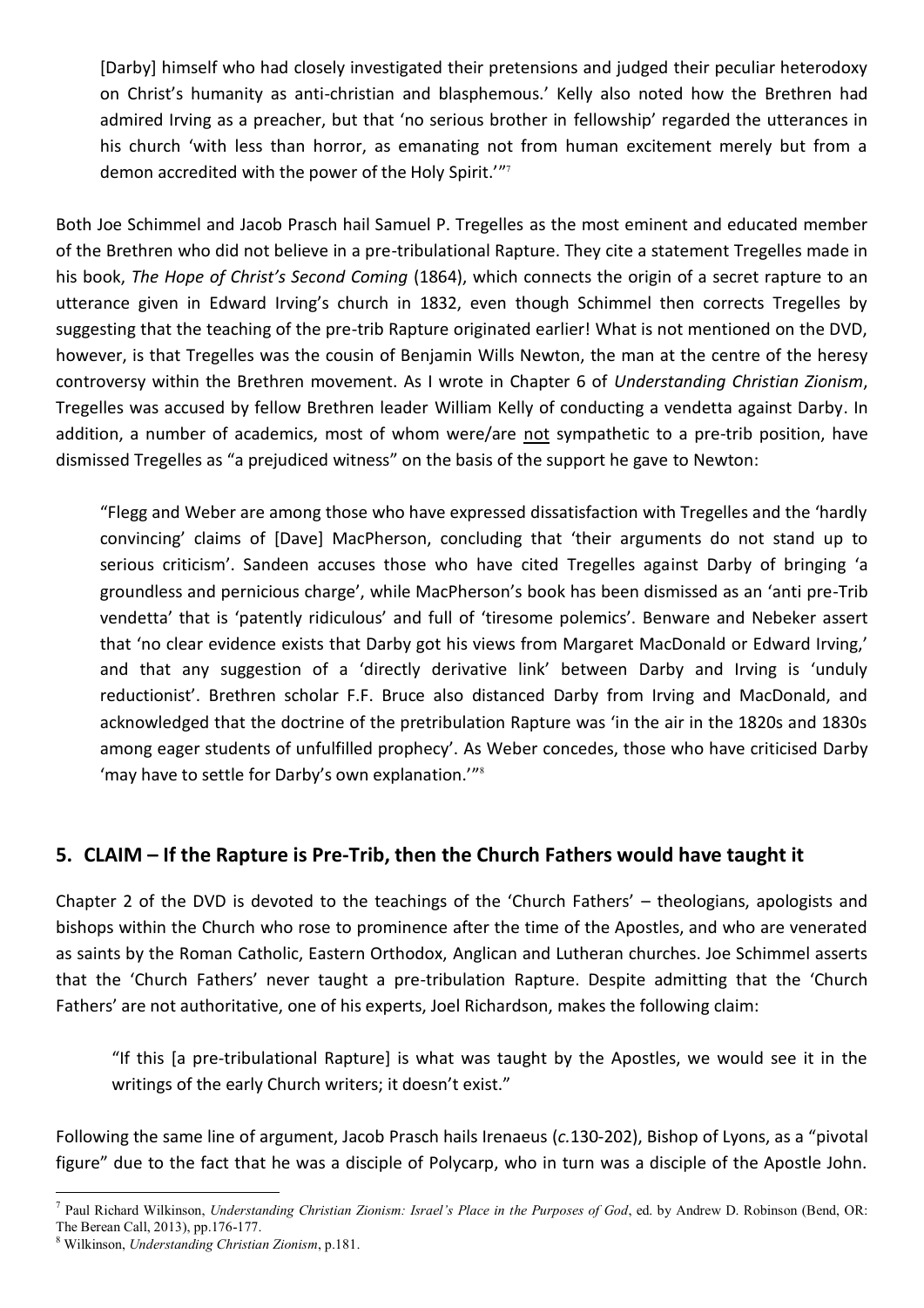> [Darby] himself who had closely investigated their pretensions and judged their peculiar heterodoxy on Christ's humanity as anti-christian and blasphemous.' Kelly also noted how the Brethren had admired Irving as a preacher, but that 'no serious brother in fellowship' regarded the utterances in his church 'with less than horror, as emanating not from human excitement merely but from a demon accredited with the power of the Holy Spirit.'"[7]

Both Joe Schimmel and Jacob Prasch hail Samuel P. Tregelles as the most eminent and educated member of the Brethren who did not believe in a pre-tribulational Rapture. They cite a statement Tregelles made in his book, *The Hope of Christ's Second Coming* (1864), which connects the origin of a secret rapture to an utterance given in Edward Irving's church in 1832, even though Schimmel then corrects Tregelles by suggesting that the teaching of the pre-trib Rapture originated earlier! What is not mentioned on the DVD, however, is that Tregelles was the cousin of Benjamin Wills Newton, the man at the centre of the heresy controversy within the Brethren movement. As I wrote in Chapter 6 of *Understanding Christian Zionism*, Tregelles was accused by fellow Brethren leader William Kelly of conducting a vendetta against Darby. In addition, a number of academics, most of whom were/are <u>not</u> sympathetic to a pre-trib position, have dismissed Tregelles as "a prejudiced witness" on the basis of the support he gave to Newton:

> "Flegg and Weber are among those who have expressed dissatisfaction with Tregelles and the 'hardly convincing' claims of [Dave] MacPherson, concluding that 'their arguments do not stand up to serious criticism'. Sandeen accuses those who have cited Tregelles against Darby of bringing 'a groundless and pernicious charge', while MacPherson's book has been dismissed as an 'anti pre-Trib vendetta' that is 'patently ridiculous' and full of 'tiresome polemics'. Benware and Nebeker assert that 'no clear evidence exists that Darby got his views from Margaret MacDonald or Edward Irving,' and that any suggestion of a 'directly derivative link' between Darby and Irving is 'unduly reductionist'. Brethren scholar F.F. Bruce also distanced Darby from Irving and MacDonald, and acknowledged that the doctrine of the pretribulation Rapture was 'in the air in the 1820s and 1830s among eager students of unfulfilled prophecy'. As Weber concedes, those who have criticised Darby 'may have to settle for Darby's own explanation.'"[8]

## 5. CLAIM – If the Rapture is Pre-Trib, then the Church Fathers would have taught it

Chapter 2 of the DVD is devoted to the teachings of the 'Church Fathers' – theologians, apologists and bishops within the Church who rose to prominence after the time of the Apostles, and who are venerated as saints by the Roman Catholic, Eastern Orthodox, Anglican and Lutheran churches. Joe Schimmel asserts that the 'Church Fathers' never taught a pre-tribulation Rapture. Despite admitting that the 'Church Fathers' are not authoritative, one of his experts, Joel Richardson, makes the following claim:

> "If this [a pre-tribulational Rapture] is what was taught by the Apostles, we would see it in the writings of the early Church writers; it doesn't exist."

Following the same line of argument, Jacob Prasch hails Irenaeus (*c.*130-202), Bishop of Lyons, as a "pivotal figure" due to the fact that he was a disciple of Polycarp, who in turn was a disciple of the Apostle John.

---

[7] Paul Richard Wilkinson, *Understanding Christian Zionism: Israel's Place in the Purposes of God*, ed. by Andrew D. Robinson (Bend, OR: The Berean Call, 2013), pp.176-177.

[8] Wilkinson, *Understanding Christian Zionism*, p.181.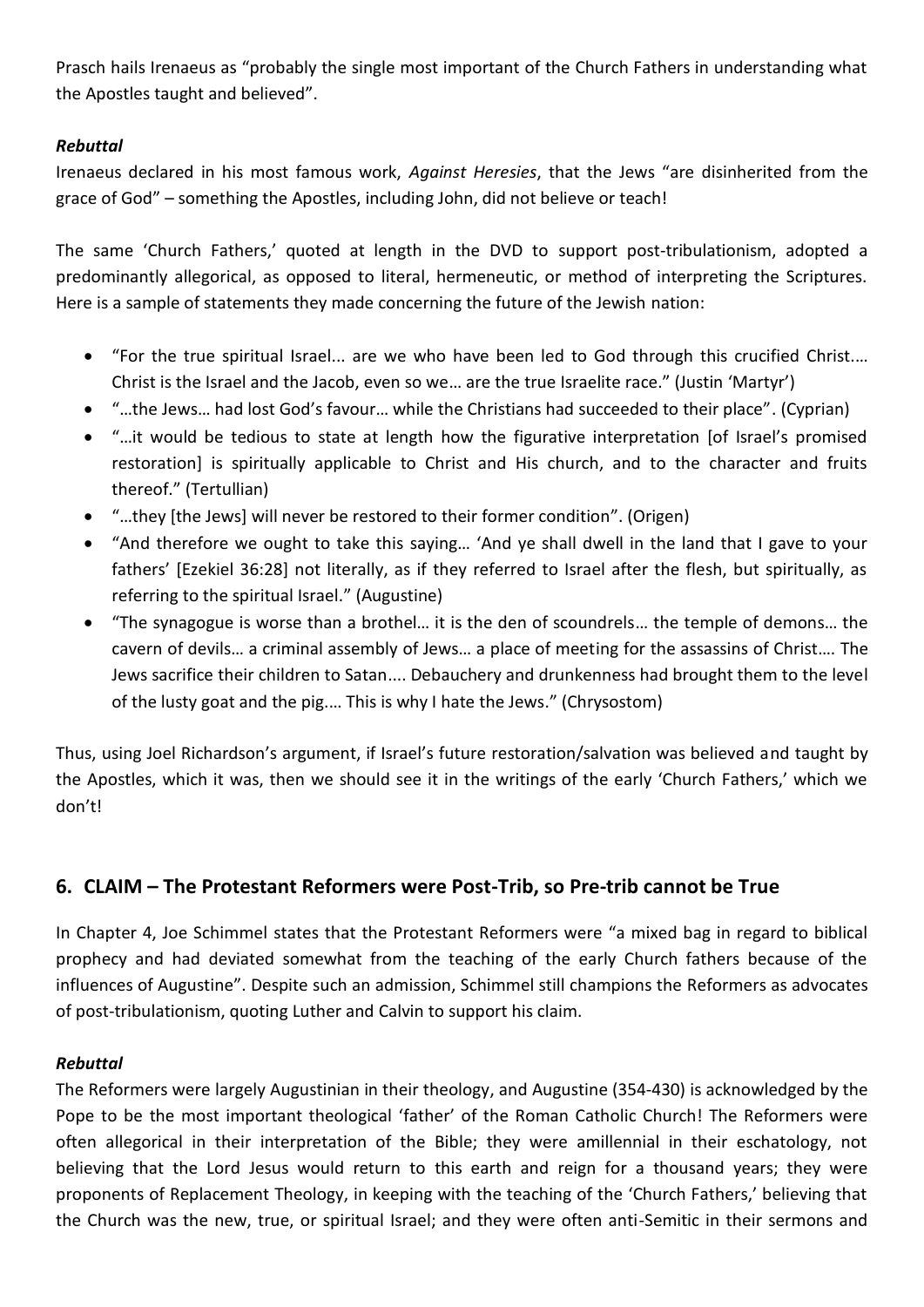Prasch hails Irenaeus as "probably the single most important of the Church Fathers in understanding what the Apostles taught and believed".

### *Rebuttal*

Irenaeus declared in his most famous work, *Against Heresies*, that the Jews "are disinherited from the grace of God" – something the Apostles, including John, did not believe or teach!

The same 'Church Fathers,' quoted at length in the DVD to support post-tribulationism, adopted a predominantly allegorical, as opposed to literal, hermeneutic, or method of interpreting the Scriptures. Here is a sample of statements they made concerning the future of the Jewish nation:

- "For the true spiritual Israel... are we who have been led to God through this crucified Christ.… Christ is the Israel and the Jacob, even so we… are the true Israelite race." (Justin 'Martyr')
- "…the Jews… had lost God's favour… while the Christians had succeeded to their place". (Cyprian)
- "…it would be tedious to state at length how the figurative interpretation [of Israel's promised restoration] is spiritually applicable to Christ and His church, and to the character and fruits thereof." (Tertullian)
- "…they [the Jews] will never be restored to their former condition". (Origen)
- "And therefore we ought to take this saying… 'And ye shall dwell in the land that I gave to your fathers' [Ezekiel 36:28] not literally, as if they referred to Israel after the flesh, but spiritually, as referring to the spiritual Israel." (Augustine)
- "The synagogue is worse than a brothel… it is the den of scoundrels… the temple of demons… the cavern of devils… a criminal assembly of Jews… a place of meeting for the assassins of Christ…. The Jews sacrifice their children to Satan.... Debauchery and drunkenness had brought them to the level of the lusty goat and the pig.… This is why I hate the Jews." (Chrysostom)

Thus, using Joel Richardson's argument, if Israel's future restoration/salvation was believed and taught by the Apostles, which it was, then we should see it in the writings of the early 'Church Fathers,' which we don't!

## 6. CLAIM – The Protestant Reformers were Post-Trib, so Pre-trib cannot be True

In Chapter 4, Joe Schimmel states that the Protestant Reformers were "a mixed bag in regard to biblical prophecy and had deviated somewhat from the teaching of the early Church fathers because of the influences of Augustine". Despite such an admission, Schimmel still champions the Reformers as advocates of post-tribulationism, quoting Luther and Calvin to support his claim.

### *Rebuttal*

The Reformers were largely Augustinian in their theology, and Augustine (354-430) is acknowledged by the Pope to be the most important theological 'father' of the Roman Catholic Church! The Reformers were often allegorical in their interpretation of the Bible; they were amillennial in their eschatology, not believing that the Lord Jesus would return to this earth and reign for a thousand years; they were proponents of Replacement Theology, in keeping with the teaching of the 'Church Fathers,' believing that the Church was the new, true, or spiritual Israel; and they were often anti-Semitic in their sermons and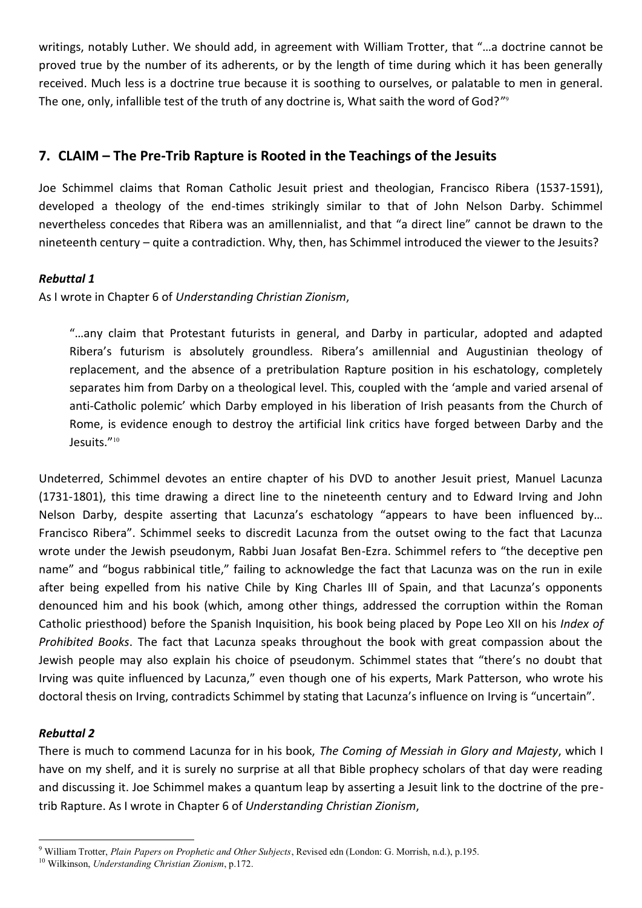writings, notably Luther. We should add, in agreement with William Trotter, that "…a doctrine cannot be proved true by the number of its adherents, or by the length of time during which it has been generally received. Much less is a doctrine true because it is soothing to ourselves, or palatable to men in general. The one, only, infallible test of the truth of any doctrine is, What saith the word of God?"[9]

## 7. CLAIM – The Pre-Trib Rapture is Rooted in the Teachings of the Jesuits

Joe Schimmel claims that Roman Catholic Jesuit priest and theologian, Francisco Ribera (1537-1591), developed a theology of the end-times strikingly similar to that of John Nelson Darby. Schimmel nevertheless concedes that Ribera was an amillennialist, and that "a direct line" cannot be drawn to the nineteenth century – quite a contradiction. Why, then, has Schimmel introduced the viewer to the Jesuits?

### *Rebuttal 1*

As I wrote in Chapter 6 of *Understanding Christian Zionism*,

> "…any claim that Protestant futurists in general, and Darby in particular, adopted and adapted Ribera's futurism is absolutely groundless. Ribera's amillennial and Augustinian theology of replacement, and the absence of a pretribulation Rapture position in his eschatology, completely separates him from Darby on a theological level. This, coupled with the 'ample and varied arsenal of anti-Catholic polemic' which Darby employed in his liberation of Irish peasants from the Church of Rome, is evidence enough to destroy the artificial link critics have forged between Darby and the Jesuits."[10]

Undeterred, Schimmel devotes an entire chapter of his DVD to another Jesuit priest, Manuel Lacunza (1731-1801), this time drawing a direct line to the nineteenth century and to Edward Irving and John Nelson Darby, despite asserting that Lacunza's eschatology "appears to have been influenced by… Francisco Ribera". Schimmel seeks to discredit Lacunza from the outset owing to the fact that Lacunza wrote under the Jewish pseudonym, Rabbi Juan Josafat Ben-Ezra. Schimmel refers to "the deceptive pen name" and "bogus rabbinical title," failing to acknowledge the fact that Lacunza was on the run in exile after being expelled from his native Chile by King Charles III of Spain, and that Lacunza's opponents denounced him and his book (which, among other things, addressed the corruption within the Roman Catholic priesthood) before the Spanish Inquisition, his book being placed by Pope Leo XII on his *Index of Prohibited Books*. The fact that Lacunza speaks throughout the book with great compassion about the Jewish people may also explain his choice of pseudonym. Schimmel states that "there's no doubt that Irving was quite influenced by Lacunza," even though one of his experts, Mark Patterson, who wrote his doctoral thesis on Irving, contradicts Schimmel by stating that Lacunza's influence on Irving is "uncertain".

### *Rebuttal 2*

There is much to commend Lacunza for in his book, *The Coming of Messiah in Glory and Majesty*, which I have on my shelf, and it is surely no surprise at all that Bible prophecy scholars of that day were reading and discussing it. Joe Schimmel makes a quantum leap by asserting a Jesuit link to the doctrine of the pre-trib Rapture. As I wrote in Chapter 6 of *Understanding Christian Zionism*,

---

[9] William Trotter, *Plain Papers on Prophetic and Other Subjects*, Revised edn (London: G. Morrish, n.d.), p.195.

[10] Wilkinson, *Understanding Christian Zionism*, p.172.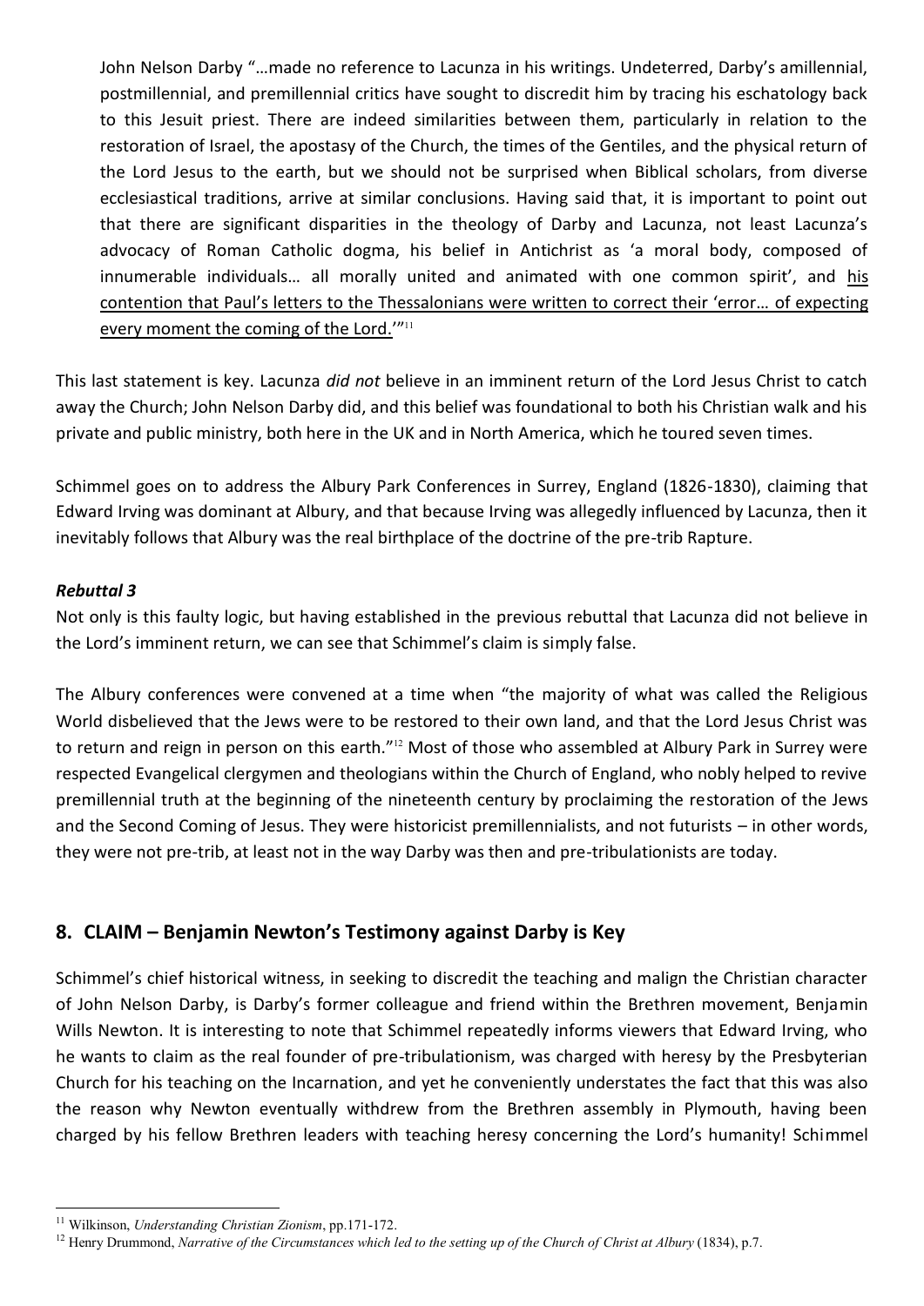> John Nelson Darby "…made no reference to Lacunza in his writings. Undeterred, Darby's amillennial, postmillennial, and premillennial critics have sought to discredit him by tracing his eschatology back to this Jesuit priest. There are indeed similarities between them, particularly in relation to the restoration of Israel, the apostasy of the Church, the times of the Gentiles, and the physical return of the Lord Jesus to the earth, but we should not be surprised when Biblical scholars, from diverse ecclesiastical traditions, arrive at similar conclusions. Having said that, it is important to point out that there are significant disparities in the theology of Darby and Lacunza, not least Lacunza's advocacy of Roman Catholic dogma, his belief in Antichrist as 'a moral body, composed of innumerable individuals… all morally united and animated with one common spirit', and <u>his contention that Paul's letters to the Thessalonians were written to correct their 'error… of expecting every moment the coming of the Lord.'</u>"[11]

This last statement is key. Lacunza *did not* believe in an imminent return of the Lord Jesus Christ to catch away the Church; John Nelson Darby did, and this belief was foundational to both his Christian walk and his private and public ministry, both here in the UK and in North America, which he toured seven times.

Schimmel goes on to address the Albury Park Conferences in Surrey, England (1826-1830), claiming that Edward Irving was dominant at Albury, and that because Irving was allegedly influenced by Lacunza, then it inevitably follows that Albury was the real birthplace of the doctrine of the pre-trib Rapture.

***Rebuttal 3***

Not only is this faulty logic, but having established in the previous rebuttal that Lacunza did not believe in the Lord's imminent return, we can see that Schimmel's claim is simply false.

The Albury conferences were convened at a time when "the majority of what was called the Religious World disbelieved that the Jews were to be restored to their own land, and that the Lord Jesus Christ was to return and reign in person on this earth."[12] Most of those who assembled at Albury Park in Surrey were respected Evangelical clergymen and theologians within the Church of England, who nobly helped to revive premillennial truth at the beginning of the nineteenth century by proclaiming the restoration of the Jews and the Second Coming of Jesus. They were historicist premillennialists, and not futurists – in other words, they were not pre-trib, at least not in the way Darby was then and pre-tribulationists are today.

## 8. CLAIM – Benjamin Newton's Testimony against Darby is Key

Schimmel's chief historical witness, in seeking to discredit the teaching and malign the Christian character of John Nelson Darby, is Darby's former colleague and friend within the Brethren movement, Benjamin Wills Newton. It is interesting to note that Schimmel repeatedly informs viewers that Edward Irving, who he wants to claim as the real founder of pre-tribulationism, was charged with heresy by the Presbyterian Church for his teaching on the Incarnation, and yet he conveniently understates the fact that this was also the reason why Newton eventually withdrew from the Brethren assembly in Plymouth, having been charged by his fellow Brethren leaders with teaching heresy concerning the Lord's humanity! Schimmel

---

[11] Wilkinson, *Understanding Christian Zionism*, pp.171-172.

[12] Henry Drummond, *Narrative of the Circumstances which led to the setting up of the Church of Christ at Albury* (1834), p.7.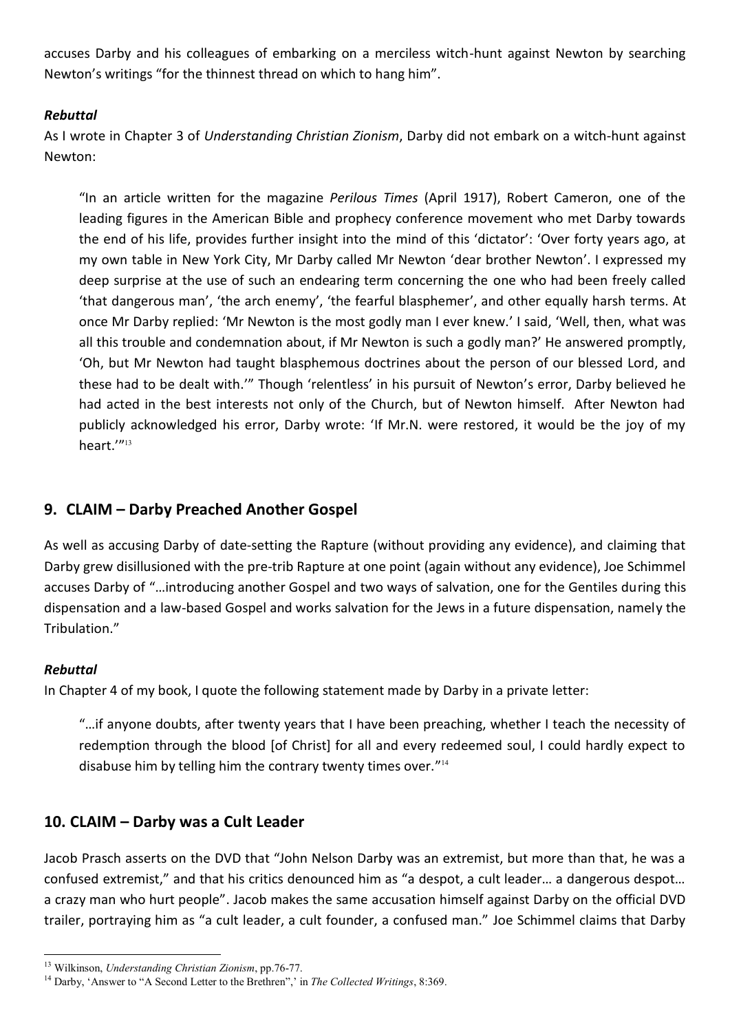accuses Darby and his colleagues of embarking on a merciless witch-hunt against Newton by searching Newton's writings "for the thinnest thread on which to hang him".

***Rebuttal***

As I wrote in Chapter 3 of *Understanding Christian Zionism*, Darby did not embark on a witch-hunt against Newton:

> "In an article written for the magazine *Perilous Times* (April 1917), Robert Cameron, one of the leading figures in the American Bible and prophecy conference movement who met Darby towards the end of his life, provides further insight into the mind of this 'dictator': 'Over forty years ago, at my own table in New York City, Mr Darby called Mr Newton 'dear brother Newton'. I expressed my deep surprise at the use of such an endearing term concerning the one who had been freely called 'that dangerous man', 'the arch enemy', 'the fearful blasphemer', and other equally harsh terms. At once Mr Darby replied: 'Mr Newton is the most godly man I ever knew.' I said, 'Well, then, what was all this trouble and condemnation about, if Mr Newton is such a godly man?' He answered promptly, 'Oh, but Mr Newton had taught blasphemous doctrines about the person of our blessed Lord, and these had to be dealt with.'" Though 'relentless' in his pursuit of Newton's error, Darby believed he had acted in the best interests not only of the Church, but of Newton himself. After Newton had publicly acknowledged his error, Darby wrote: 'If Mr.N. were restored, it would be the joy of my heart.'"[13]

## 9. CLAIM – Darby Preached Another Gospel

As well as accusing Darby of date-setting the Rapture (without providing any evidence), and claiming that Darby grew disillusioned with the pre-trib Rapture at one point (again without any evidence), Joe Schimmel accuses Darby of "…introducing another Gospel and two ways of salvation, one for the Gentiles during this dispensation and a law-based Gospel and works salvation for the Jews in a future dispensation, namely the Tribulation."

***Rebuttal***

In Chapter 4 of my book, I quote the following statement made by Darby in a private letter:

> "…if anyone doubts, after twenty years that I have been preaching, whether I teach the necessity of redemption through the blood [of Christ] for all and every redeemed soul, I could hardly expect to disabuse him by telling him the contrary twenty times over."[14]

## 10. CLAIM – Darby was a Cult Leader

Jacob Prasch asserts on the DVD that "John Nelson Darby was an extremist, but more than that, he was a confused extremist," and that his critics denounced him as "a despot, a cult leader… a dangerous despot… a crazy man who hurt people". Jacob makes the same accusation himself against Darby on the official DVD trailer, portraying him as "a cult leader, a cult founder, a confused man." Joe Schimmel claims that Darby

---

[13] Wilkinson, *Understanding Christian Zionism*, pp.76-77.

[14] Darby, 'Answer to "A Second Letter to the Brethren",' in *The Collected Writings*, 8:369.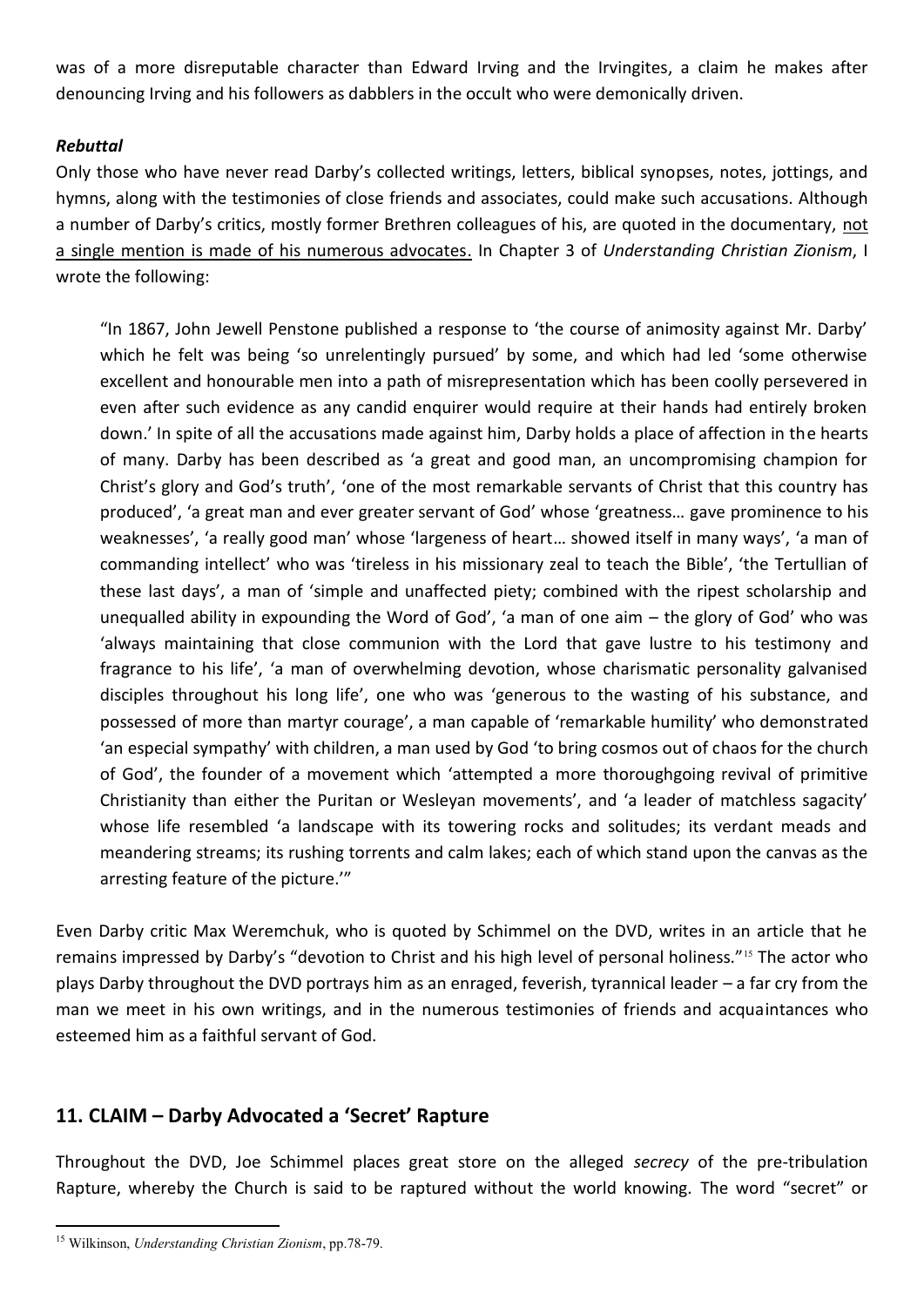was of a more disreputable character than Edward Irving and the Irvingites, a claim he makes after denouncing Irving and his followers as dabblers in the occult who were demonically driven.

***Rebuttal***

Only those who have never read Darby's collected writings, letters, biblical synopses, notes, jottings, and hymns, along with the testimonies of close friends and associates, could make such accusations. Although a number of Darby's critics, mostly former Brethren colleagues of his, are quoted in the documentary, <u>not a single mention is made of his numerous advocates</u>. In Chapter 3 of *Understanding Christian Zionism*, I wrote the following:

> "In 1867, John Jewell Penstone published a response to 'the course of animosity against Mr. Darby' which he felt was being 'so unrelentingly pursued' by some, and which had led 'some otherwise excellent and honourable men into a path of misrepresentation which has been coolly persevered in even after such evidence as any candid enquirer would require at their hands had entirely broken down.' In spite of all the accusations made against him, Darby holds a place of affection in the hearts of many. Darby has been described as 'a great and good man, an uncompromising champion for Christ's glory and God's truth', 'one of the most remarkable servants of Christ that this country has produced', 'a great man and ever greater servant of God' whose 'greatness… gave prominence to his weaknesses', 'a really good man' whose 'largeness of heart… showed itself in many ways', 'a man of commanding intellect' who was 'tireless in his missionary zeal to teach the Bible', 'the Tertullian of these last days', a man of 'simple and unaffected piety; combined with the ripest scholarship and unequalled ability in expounding the Word of God', 'a man of one aim – the glory of God' who was 'always maintaining that close communion with the Lord that gave lustre to his testimony and fragrance to his life', 'a man of overwhelming devotion, whose charismatic personality galvanised disciples throughout his long life', one who was 'generous to the wasting of his substance, and possessed of more than martyr courage', a man capable of 'remarkable humility' who demonstrated 'an especial sympathy' with children, a man used by God 'to bring cosmos out of chaos for the church of God', the founder of a movement which 'attempted a more thoroughgoing revival of primitive Christianity than either the Puritan or Wesleyan movements', and 'a leader of matchless sagacity' whose life resembled 'a landscape with its towering rocks and solitudes; its verdant meads and meandering streams; its rushing torrents and calm lakes; each of which stand upon the canvas as the arresting feature of the picture.'"

Even Darby critic Max Weremchuk, who is quoted by Schimmel on the DVD, writes in an article that he remains impressed by Darby's "devotion to Christ and his high level of personal holiness."[15] The actor who plays Darby throughout the DVD portrays him as an enraged, feverish, tyrannical leader – a far cry from the man we meet in his own writings, and in the numerous testimonies of friends and acquaintances who esteemed him as a faithful servant of God.

## 11. CLAIM – Darby Advocated a 'Secret' Rapture

Throughout the DVD, Joe Schimmel places great store on the alleged *secrecy* of the pre-tribulation Rapture, whereby the Church is said to be raptured without the world knowing. The word "secret" or

---

[15] Wilkinson, *Understanding Christian Zionism*, pp.78-79.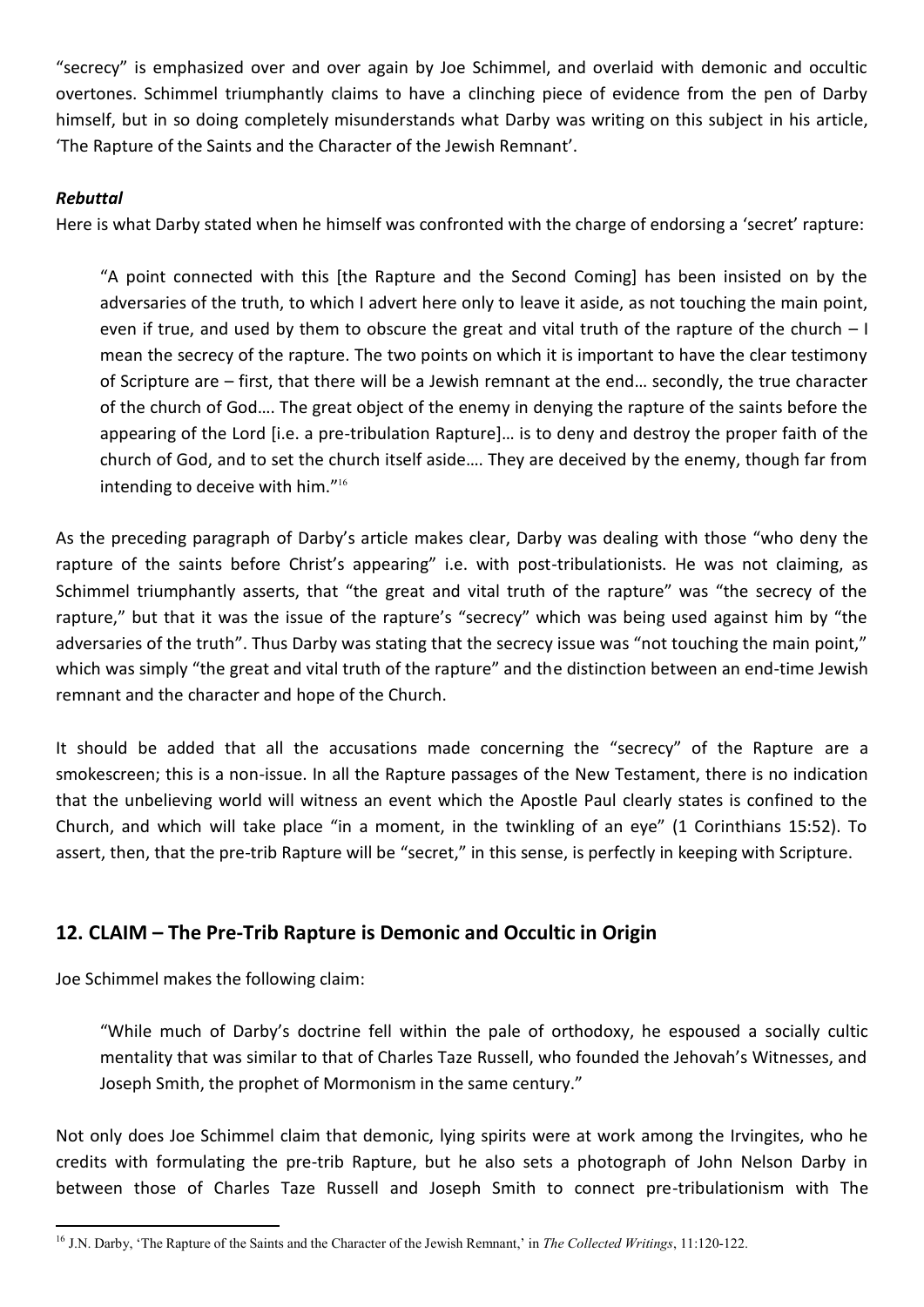"secrecy" is emphasized over and over again by Joe Schimmel, and overlaid with demonic and occultic overtones. Schimmel triumphantly claims to have a clinching piece of evidence from the pen of Darby himself, but in so doing completely misunderstands what Darby was writing on this subject in his article, 'The Rapture of the Saints and the Character of the Jewish Remnant'.

***Rebuttal***

Here is what Darby stated when he himself was confronted with the charge of endorsing a 'secret' rapture:

> "A point connected with this [the Rapture and the Second Coming] has been insisted on by the adversaries of the truth, to which I advert here only to leave it aside, as not touching the main point, even if true, and used by them to obscure the great and vital truth of the rapture of the church – I mean the secrecy of the rapture. The two points on which it is important to have the clear testimony of Scripture are – first, that there will be a Jewish remnant at the end… secondly, the true character of the church of God…. The great object of the enemy in denying the rapture of the saints before the appearing of the Lord [i.e. a pre-tribulation Rapture]… is to deny and destroy the proper faith of the church of God, and to set the church itself aside…. They are deceived by the enemy, though far from intending to deceive with him."[16]

As the preceding paragraph of Darby's article makes clear, Darby was dealing with those "who deny the rapture of the saints before Christ's appearing" i.e. with post-tribulationists. He was not claiming, as Schimmel triumphantly asserts, that "the great and vital truth of the rapture" was "the secrecy of the rapture," but that it was the issue of the rapture's "secrecy" which was being used against him by "the adversaries of the truth". Thus Darby was stating that the secrecy issue was "not touching the main point," which was simply "the great and vital truth of the rapture" and the distinction between an end-time Jewish remnant and the character and hope of the Church.

It should be added that all the accusations made concerning the "secrecy" of the Rapture are a smokescreen; this is a non-issue. In all the Rapture passages of the New Testament, there is no indication that the unbelieving world will witness an event which the Apostle Paul clearly states is confined to the Church, and which will take place "in a moment, in the twinkling of an eye" (1 Corinthians 15:52). To assert, then, that the pre-trib Rapture will be "secret," in this sense, is perfectly in keeping with Scripture.

## 12. CLAIM – The Pre-Trib Rapture is Demonic and Occultic in Origin

Joe Schimmel makes the following claim:

> "While much of Darby's doctrine fell within the pale of orthodoxy, he espoused a socially cultic mentality that was similar to that of Charles Taze Russell, who founded the Jehovah's Witnesses, and Joseph Smith, the prophet of Mormonism in the same century."

Not only does Joe Schimmel claim that demonic, lying spirits were at work among the Irvingites, who he credits with formulating the pre-trib Rapture, but he also sets a photograph of John Nelson Darby in between those of Charles Taze Russell and Joseph Smith to connect pre-tribulationism with The

[16] J.N. Darby, 'The Rapture of the Saints and the Character of the Jewish Remnant,' in *The Collected Writings*, 11:120-122.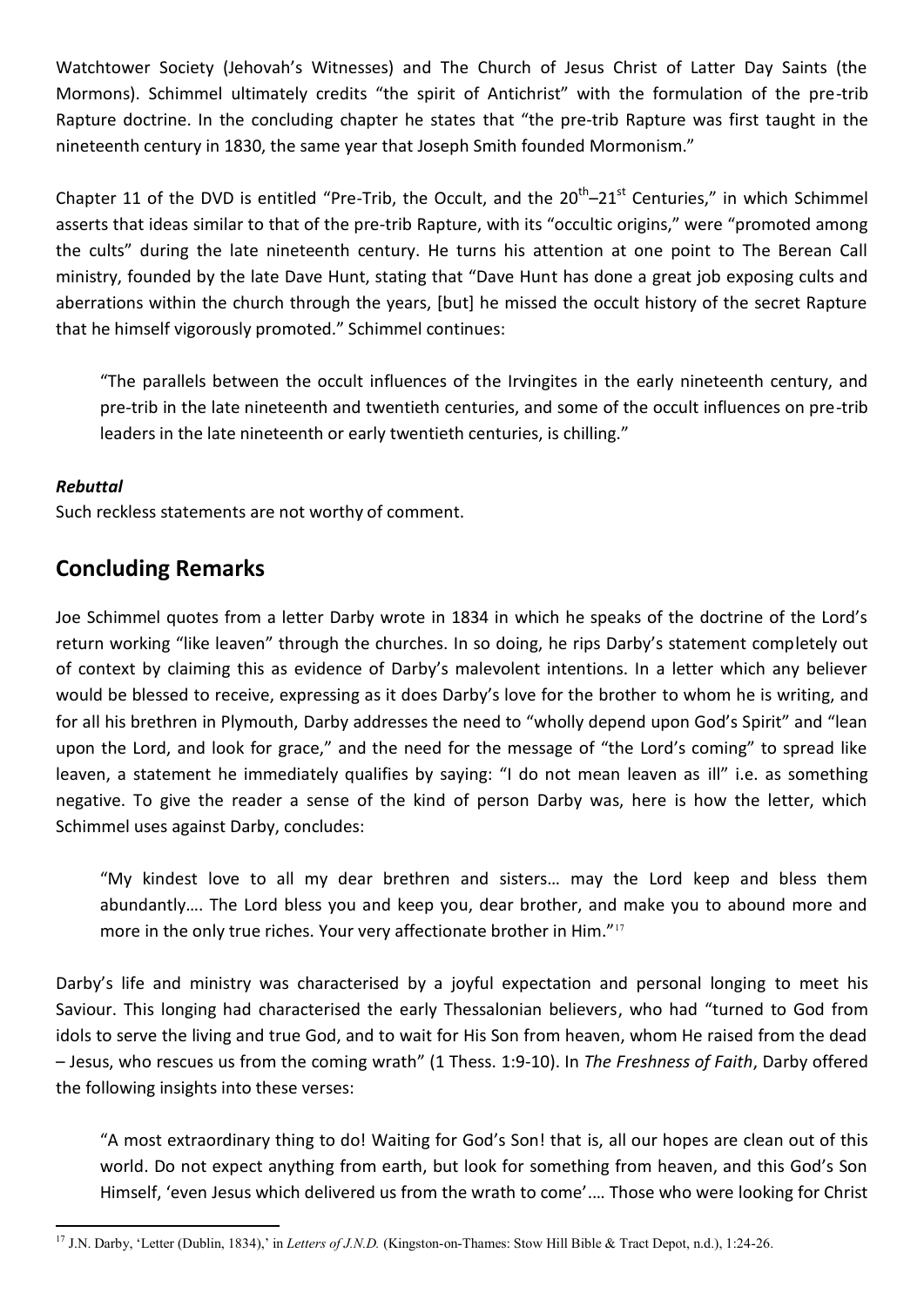Watchtower Society (Jehovah's Witnesses) and The Church of Jesus Christ of Latter Day Saints (the Mormons). Schimmel ultimately credits "the spirit of Antichrist" with the formulation of the pre-trib Rapture doctrine. In the concluding chapter he states that "the pre-trib Rapture was first taught in the nineteenth century in 1830, the same year that Joseph Smith founded Mormonism."

Chapter 11 of the DVD is entitled "Pre-Trib, the Occult, and the 20th–21st Centuries," in which Schimmel asserts that ideas similar to that of the pre-trib Rapture, with its "occultic origins," were "promoted among the cults" during the late nineteenth century. He turns his attention at one point to The Berean Call ministry, founded by the late Dave Hunt, stating that "Dave Hunt has done a great job exposing cults and aberrations within the church through the years, [but] he missed the occult history of the secret Rapture that he himself vigorously promoted." Schimmel continues:

> "The parallels between the occult influences of the Irvingites in the early nineteenth century, and pre-trib in the late nineteenth and twentieth centuries, and some of the occult influences on pre-trib leaders in the late nineteenth or early twentieth centuries, is chilling."

***Rebuttal***
Such reckless statements are not worthy of comment.

## Concluding Remarks

Joe Schimmel quotes from a letter Darby wrote in 1834 in which he speaks of the doctrine of the Lord's return working "like leaven" through the churches. In so doing, he rips Darby's statement completely out of context by claiming this as evidence of Darby's malevolent intentions. In a letter which any believer would be blessed to receive, expressing as it does Darby's love for the brother to whom he is writing, and for all his brethren in Plymouth, Darby addresses the need to "wholly depend upon God's Spirit" and "lean upon the Lord, and look for grace," and the need for the message of "the Lord's coming" to spread like leaven, a statement he immediately qualifies by saying: "I do not mean leaven as ill" i.e. as something negative. To give the reader a sense of the kind of person Darby was, here is how the letter, which Schimmel uses against Darby, concludes:

> "My kindest love to all my dear brethren and sisters… may the Lord keep and bless them abundantly…. The Lord bless you and keep you, dear brother, and make you to abound more and more in the only true riches. Your very affectionate brother in Him."[17]

Darby's life and ministry was characterised by a joyful expectation and personal longing to meet his Saviour. This longing had characterised the early Thessalonian believers, who had "turned to God from idols to serve the living and true God, and to wait for His Son from heaven, whom He raised from the dead – Jesus, who rescues us from the coming wrath" (1 Thess. 1:9-10). In *The Freshness of Faith*, Darby offered the following insights into these verses:

> "A most extraordinary thing to do! Waiting for God's Son! that is, all our hopes are clean out of this world. Do not expect anything from earth, but look for something from heaven, and this God's Son Himself, 'even Jesus which delivered us from the wrath to come'…. Those who were looking for Christ

---

[17] J.N. Darby, 'Letter (Dublin, 1834),' in *Letters of J.N.D.* (Kingston-on-Thames: Stow Hill Bible & Tract Depot, n.d.), 1:24-26.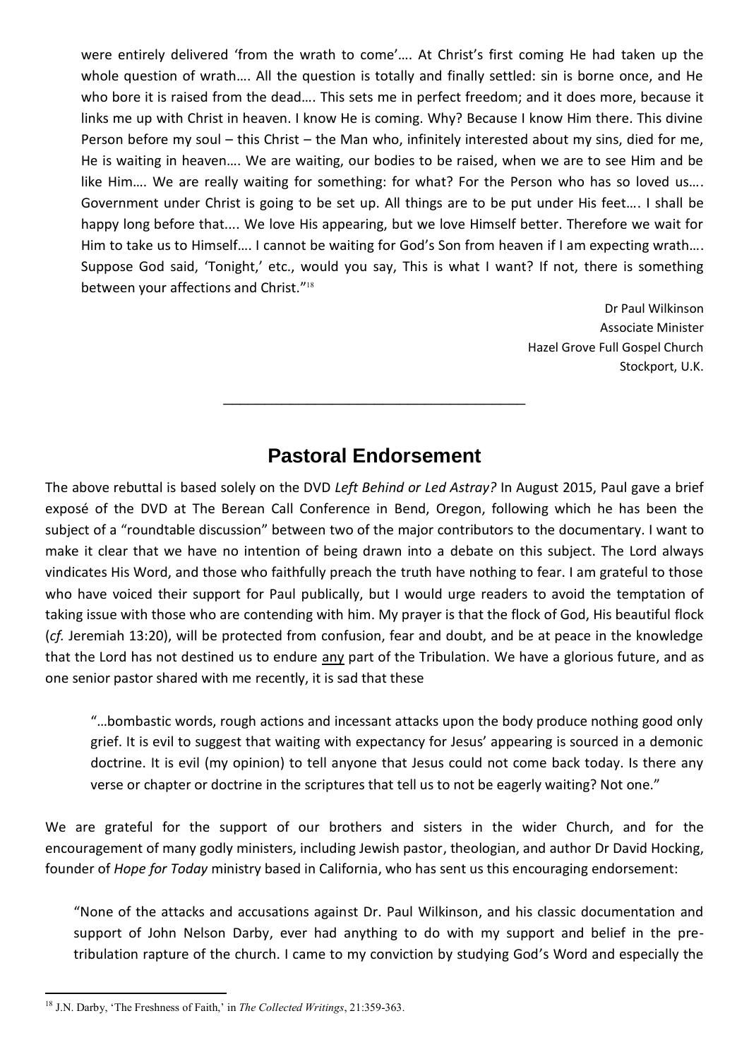were entirely delivered 'from the wrath to come'…. At Christ's first coming He had taken up the whole question of wrath…. All the question is totally and finally settled: sin is borne once, and He who bore it is raised from the dead…. This sets me in perfect freedom; and it does more, because it links me up with Christ in heaven. I know He is coming. Why? Because I know Him there. This divine Person before my soul – this Christ – the Man who, infinitely interested about my sins, died for me, He is waiting in heaven…. We are waiting, our bodies to be raised, when we are to see Him and be like Him…. We are really waiting for something: for what? For the Person who has so loved us…. Government under Christ is going to be set up. All things are to be put under His feet…. I shall be happy long before that.... We love His appearing, but we love Himself better. Therefore we wait for Him to take us to Himself…. I cannot be waiting for God's Son from heaven if I am expecting wrath…. Suppose God said, 'Tonight,' etc., would you say, This is what I want? If not, there is something between your affections and Christ."[18]

Dr Paul Wilkinson
Associate Minister
Hazel Grove Full Gospel Church
Stockport, U.K.

---

## Pastoral Endorsement

The above rebuttal is based solely on the DVD *Left Behind or Led Astray?* In August 2015, Paul gave a brief exposé of the DVD at The Berean Call Conference in Bend, Oregon, following which he has been the subject of a "roundtable discussion" between two of the major contributors to the documentary. I want to make it clear that we have no intention of being drawn into a debate on this subject. The Lord always vindicates His Word, and those who faithfully preach the truth have nothing to fear. I am grateful to those who have voiced their support for Paul publically, but I would urge readers to avoid the temptation of taking issue with those who are contending with him. My prayer is that the flock of God, His beautiful flock (*cf.* Jeremiah 13:20), will be protected from confusion, fear and doubt, and be at peace in the knowledge that the Lord has not destined us to endure any part of the Tribulation. We have a glorious future, and as one senior pastor shared with me recently, it is sad that these

> "…bombastic words, rough actions and incessant attacks upon the body produce nothing good only grief. It is evil to suggest that waiting with expectancy for Jesus' appearing is sourced in a demonic doctrine. It is evil (my opinion) to tell anyone that Jesus could not come back today. Is there any verse or chapter or doctrine in the scriptures that tell us to not be eagerly waiting? Not one."

We are grateful for the support of our brothers and sisters in the wider Church, and for the encouragement of many godly ministers, including Jewish pastor, theologian, and author Dr David Hocking, founder of *Hope for Today* ministry based in California, who has sent us this encouraging endorsement:

> "None of the attacks and accusations against Dr. Paul Wilkinson, and his classic documentation and support of John Nelson Darby, ever had anything to do with my support and belief in the pre-tribulation rapture of the church. I came to my conviction by studying God's Word and especially the

---

[18] J.N. Darby, 'The Freshness of Faith,' in *The Collected Writings*, 21:359-363.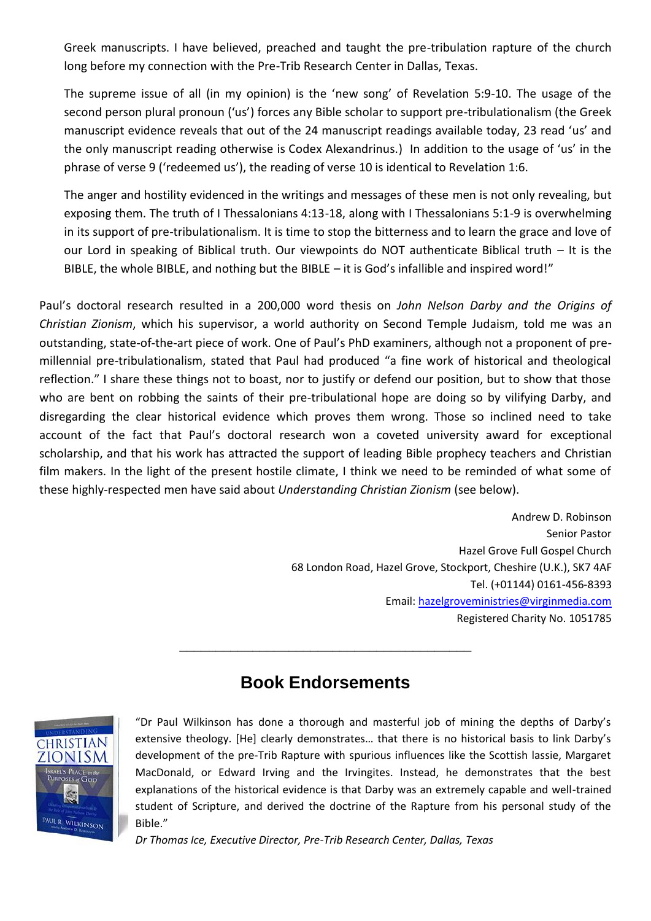Greek manuscripts. I have believed, preached and taught the pre-tribulation rapture of the church long before my connection with the Pre-Trib Research Center in Dallas, Texas.

The supreme issue of all (in my opinion) is the 'new song' of Revelation 5:9-10. The usage of the second person plural pronoun ('us') forces any Bible scholar to support pre-tribulationalism (the Greek manuscript evidence reveals that out of the 24 manuscript readings available today, 23 read 'us' and the only manuscript reading otherwise is Codex Alexandrinus.) In addition to the usage of 'us' in the phrase of verse 9 ('redeemed us'), the reading of verse 10 is identical to Revelation 1:6.

The anger and hostility evidenced in the writings and messages of these men is not only revealing, but exposing them. The truth of I Thessalonians 4:13-18, along with I Thessalonians 5:1-9 is overwhelming in its support of pre-tribulationalism. It is time to stop the bitterness and to learn the grace and love of our Lord in speaking of Biblical truth. Our viewpoints do NOT authenticate Biblical truth – It is the BIBLE, the whole BIBLE, and nothing but the BIBLE – it is God's infallible and inspired word!"

Paul's doctoral research resulted in a 200,000 word thesis on *John Nelson Darby and the Origins of Christian Zionism*, which his supervisor, a world authority on Second Temple Judaism, told me was an outstanding, state-of-the-art piece of work. One of Paul's PhD examiners, although not a proponent of pre-millennial pre-tribulationalism, stated that Paul had produced "a fine work of historical and theological reflection." I share these things not to boast, nor to justify or defend our position, but to show that those who are bent on robbing the saints of their pre-tribulational hope are doing so by vilifying Darby, and disregarding the clear historical evidence which proves them wrong. Those so inclined need to take account of the fact that Paul's doctoral research won a coveted university award for exceptional scholarship, and that his work has attracted the support of leading Bible prophecy teachers and Christian film makers. In the light of the present hostile climate, I think we need to be reminded of what some of these highly-respected men have said about *Understanding Christian Zionism* (see below).

Andrew D. Robinson
Senior Pastor
Hazel Grove Full Gospel Church
68 London Road, Hazel Grove, Stockport, Cheshire (U.K.), SK7 4AF
Tel. (+01144) 0161-456-8393
Email: hazelgroveministries@virginmedia.com
Registered Charity No. 1051785

---

## Book Endorsements

"Dr Paul Wilkinson has done a thorough and masterful job of mining the depths of Darby's extensive theology. [He] clearly demonstrates… that there is no historical basis to link Darby's development of the pre-Trib Rapture with spurious influences like the Scottish lassie, Margaret MacDonald, or Edward Irving and the Irvingites. Instead, he demonstrates that the best explanations of the historical evidence is that Darby was an extremely capable and well-trained student of Scripture, and derived the doctrine of the Rapture from his personal study of the Bible."

*Dr Thomas Ice, Executive Director, Pre-Trib Research Center, Dallas, Texas*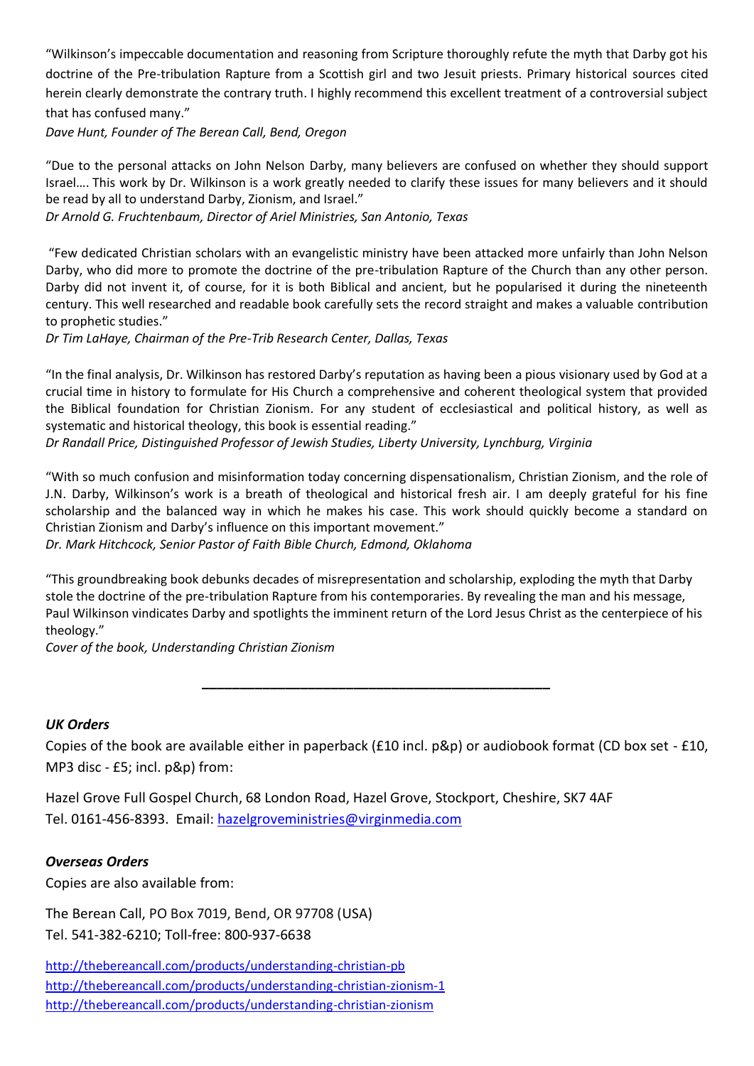"Wilkinson's impeccable documentation and reasoning from Scripture thoroughly refute the myth that Darby got his doctrine of the Pre-tribulation Rapture from a Scottish girl and two Jesuit priests. Primary historical sources cited herein clearly demonstrate the contrary truth. I highly recommend this excellent treatment of a controversial subject that has confused many."
*Dave Hunt, Founder of The Berean Call, Bend, Oregon*

"Due to the personal attacks on John Nelson Darby, many believers are confused on whether they should support Israel…. This work by Dr. Wilkinson is a work greatly needed to clarify these issues for many believers and it should be read by all to understand Darby, Zionism, and Israel."
*Dr Arnold G. Fruchtenbaum, Director of Ariel Ministries, San Antonio, Texas*

"Few dedicated Christian scholars with an evangelistic ministry have been attacked more unfairly than John Nelson Darby, who did more to promote the doctrine of the pre-tribulation Rapture of the Church than any other person. Darby did not invent it, of course, for it is both Biblical and ancient, but he popularised it during the nineteenth century. This well researched and readable book carefully sets the record straight and makes a valuable contribution to prophetic studies."
*Dr Tim LaHaye, Chairman of the Pre-Trib Research Center, Dallas, Texas*

"In the final analysis, Dr. Wilkinson has restored Darby's reputation as having been a pious visionary used by God at a crucial time in history to formulate for His Church a comprehensive and coherent theological system that provided the Biblical foundation for Christian Zionism. For any student of ecclesiastical and political history, as well as systematic and historical theology, this book is essential reading."
*Dr Randall Price, Distinguished Professor of Jewish Studies, Liberty University, Lynchburg, Virginia*

"With so much confusion and misinformation today concerning dispensationalism, Christian Zionism, and the role of J.N. Darby, Wilkinson's work is a breath of theological and historical fresh air. I am deeply grateful for his fine scholarship and the balanced way in which he makes his case. This work should quickly become a standard on Christian Zionism and Darby's influence on this important movement."
*Dr. Mark Hitchcock, Senior Pastor of Faith Bible Church, Edmond, Oklahoma*

"This groundbreaking book debunks decades of misrepresentation and scholarship, exploding the myth that Darby stole the doctrine of the pre-tribulation Rapture from his contemporaries. By revealing the man and his message, Paul Wilkinson vindicates Darby and spotlights the imminent return of the Lord Jesus Christ as the centerpiece of his theology."
*Cover of the book, Understanding Christian Zionism*

---

***UK Orders***

Copies of the book are available either in paperback (£10 incl. p&p) or audiobook format (CD box set - £10, MP3 disc - £5; incl. p&p) from:

Hazel Grove Full Gospel Church, 68 London Road, Hazel Grove, Stockport, Cheshire, SK7 4AF
Tel. 0161-456-8393. Email: hazelgroveministries@virginmedia.com

***Overseas Orders***

Copies are also available from:

The Berean Call, PO Box 7019, Bend, OR 97708 (USA)
Tel. 541-382-6210; Toll-free: 800-937-6638

http://thebereancall.com/products/understanding-christian-pb
http://thebereancall.com/products/understanding-christian-zionism-1
http://thebereancall.com/products/understanding-christian-zionism